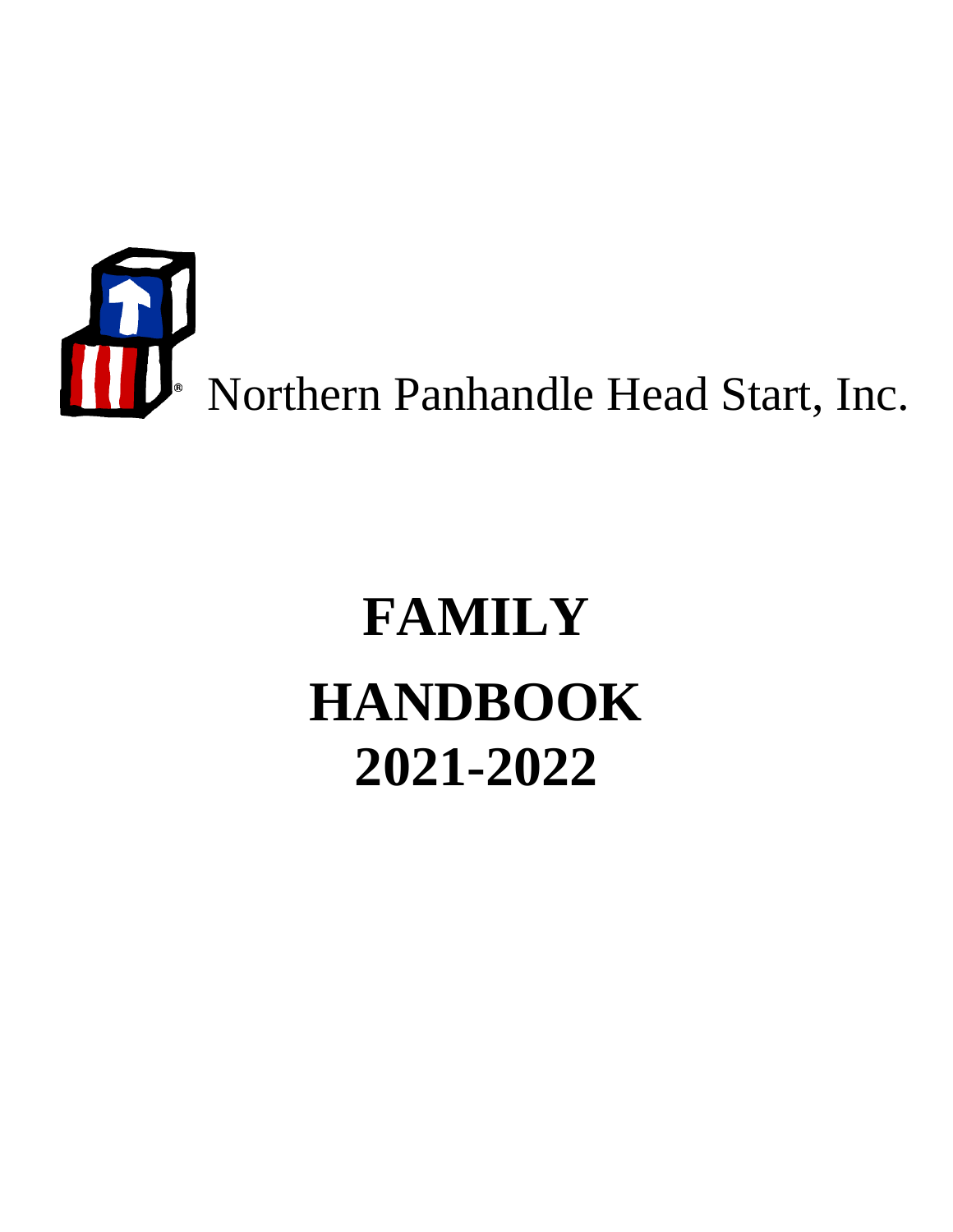Northern Panhandle Head Start, Inc.

# FAMILY HANDBOOK 2021-2022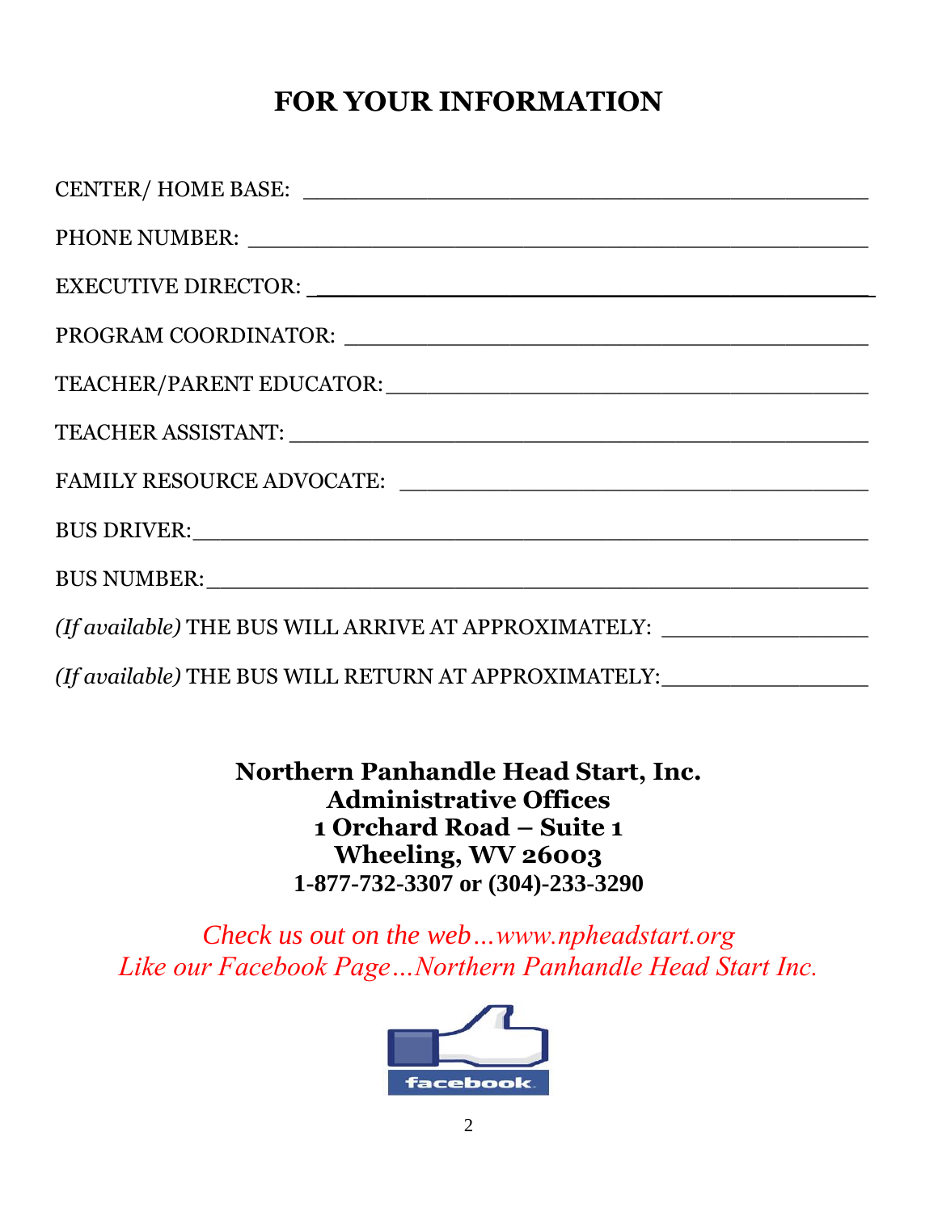# FOR YOUR INFORMATION

CENTER/ HOME BASE: ___________________________________________

PHONE NUMBER: ______________________________________________

EXECUTIVE DIRECTOR: ___________________________________________

PROGRAM COORDINATOR: _______________________________________

TEACHER/PARENT EDUCATOR:____________________________________

TEACHER ASSISTANT: ____________________________________________

FAMILY RESOURCE ADVOCATE: ____________________________________

BUS DRIVER:____________________________________________________

BUS NUMBER:___________________________________________________

*(If available)* THE BUS WILL ARRIVE AT APPROXIMATELY: ________________

*(If available)* THE BUS WILL RETURN AT APPROXIMATELY:________________

**Northern Panhandle Head Start, Inc.**
**Administrative Offices**
**1 Orchard Road – Suite 1**
**Wheeling, WV 26003**
**1-877-732-3307 or (304)-233-3290**

*Check us out on the web…www.npheadstart.org*
*Like our Facebook Page…Northern Panhandle Head Start Inc.*

facebook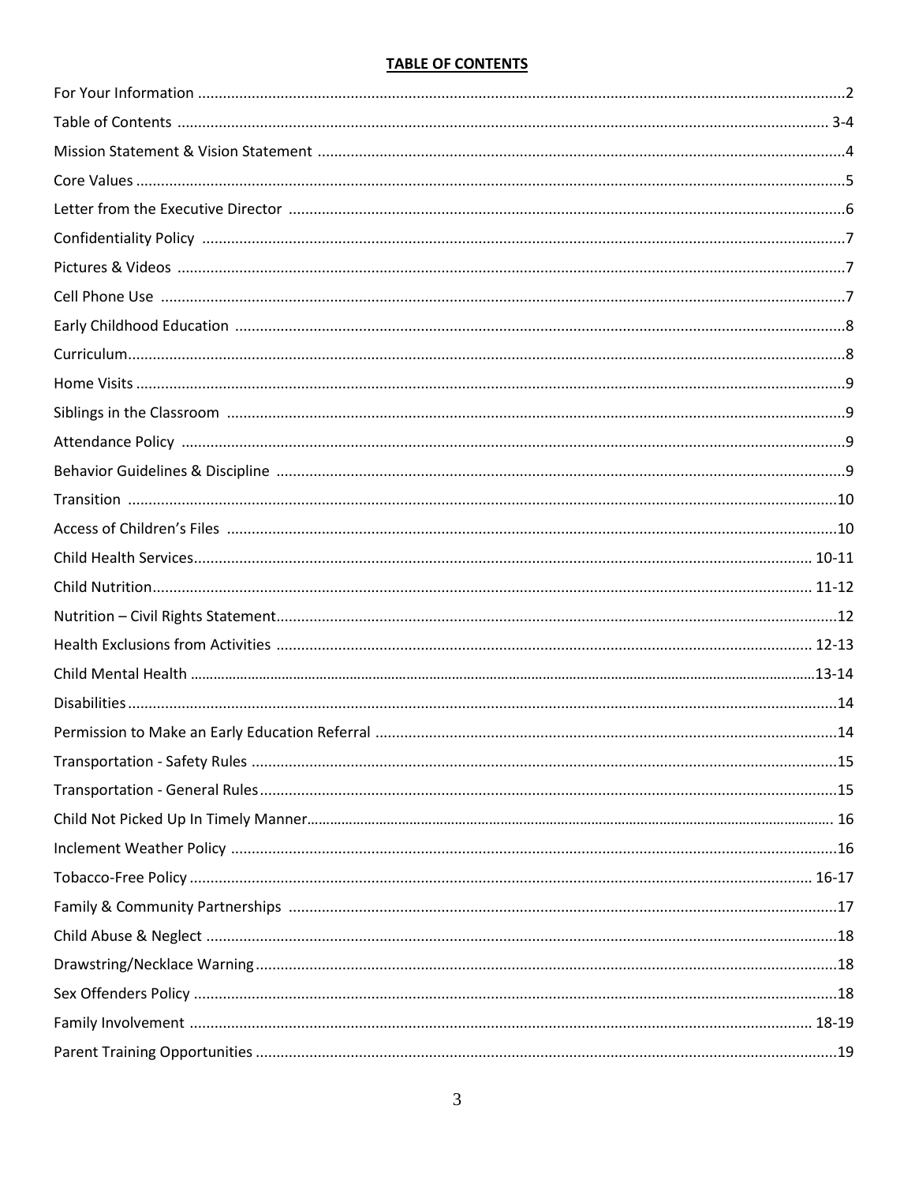# TABLE OF CONTENTS

| | |
|---|---|
| For Your Information | 2 |
| Table of Contents | 3-4 |
| Mission Statement & Vision Statement | 4 |
| Core Values | 5 |
| Letter from the Executive Director | 6 |
| Confidentiality Policy | 7 |
| Pictures & Videos | 7 |
| Cell Phone Use | 7 |
| Early Childhood Education | 8 |
| Curriculum | 8 |
| Home Visits | 9 |
| Siblings in the Classroom | 9 |
| Attendance Policy | 9 |
| Behavior Guidelines & Discipline | 9 |
| Transition | 10 |
| Access of Children's Files | 10 |
| Child Health Services | 10-11 |
| Child Nutrition | 11-12 |
| Nutrition – Civil Rights Statement | 12 |
| Health Exclusions from Activities | 12-13 |
| Child Mental Health | 13-14 |
| Disabilities | 14 |
| Permission to Make an Early Education Referral | 14 |
| Transportation - Safety Rules | 15 |
| Transportation - General Rules | 15 |
| Child Not Picked Up In Timely Manner | 16 |
| Inclement Weather Policy | 16 |
| Tobacco-Free Policy | 16-17 |
| Family & Community Partnerships | 17 |
| Child Abuse & Neglect | 18 |
| Drawstring/Necklace Warning | 18 |
| Sex Offenders Policy | 18 |
| Family Involvement | 18-19 |
| Parent Training Opportunities | 19 |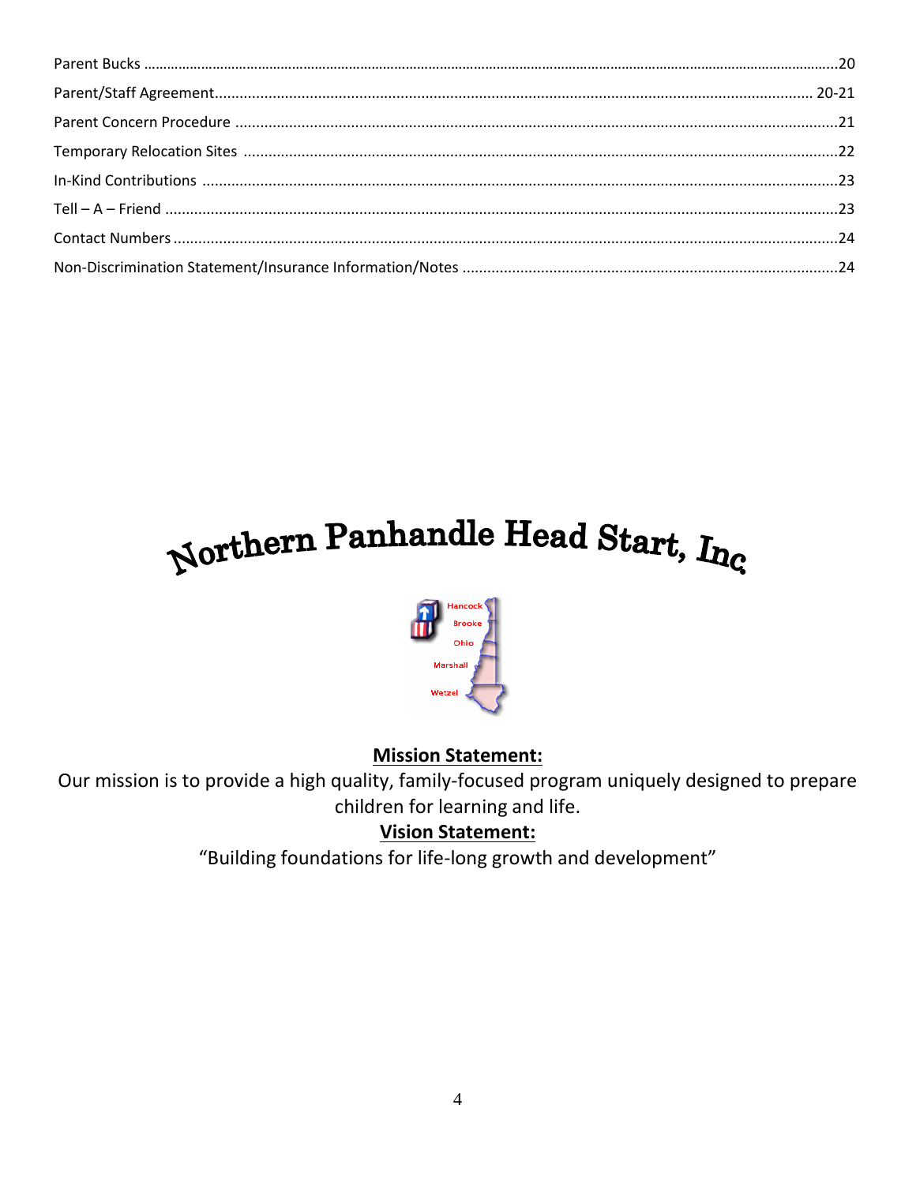| | |
|---|---|
| Parent Bucks | 20 |
| Parent/Staff Agreement | 20-21 |
| Parent Concern Procedure | 21 |
| Temporary Relocation Sites | 22 |
| In-Kind Contributions | 23 |
| Tell – A – Friend | 23 |
| Contact Numbers | 24 |
| Non-Discrimination Statement/Insurance Information/Notes | 24 |

# Northern Panhandle Head Start, Inc.

Hancock
Brooke
Ohio
Marshall
Wetzel

**Mission Statement:**

Our mission is to provide a high quality, family-focused program uniquely designed to prepare children for learning and life.

**Vision Statement:**

"Building foundations for life-long growth and development"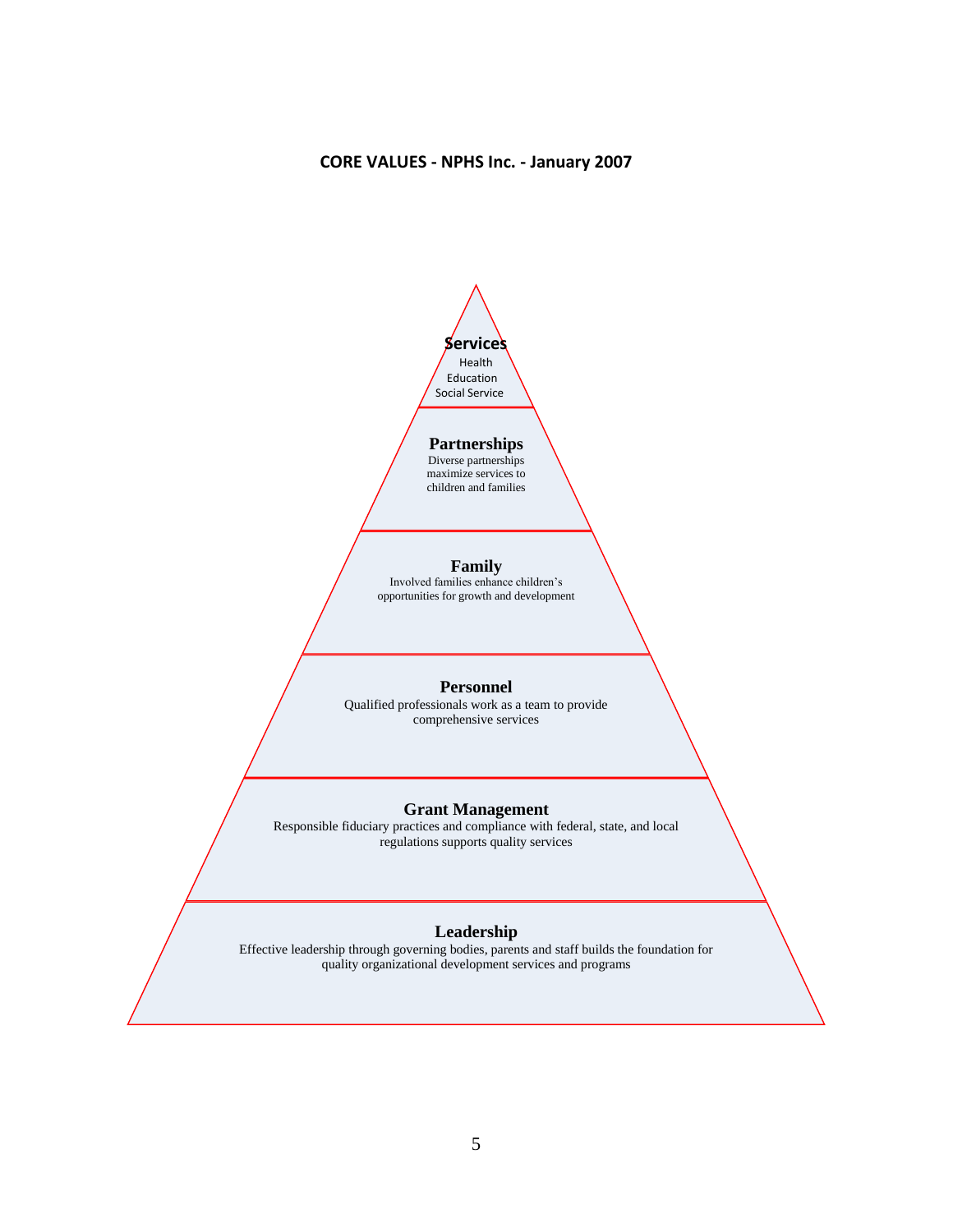**CORE VALUES - NPHS Inc. - January 2007**

**Services**
Health
Education
Social Service

**Partnerships**
Diverse partnerships maximize services to children and families

**Family**
Involved families enhance children's opportunities for growth and development

**Personnel**
Qualified professionals work as a team to provide comprehensive services

**Grant Management**
Responsible fiduciary practices and compliance with federal, state, and local regulations supports quality services

**Leadership**
Effective leadership through governing bodies, parents and staff builds the foundation for quality organizational development services and programs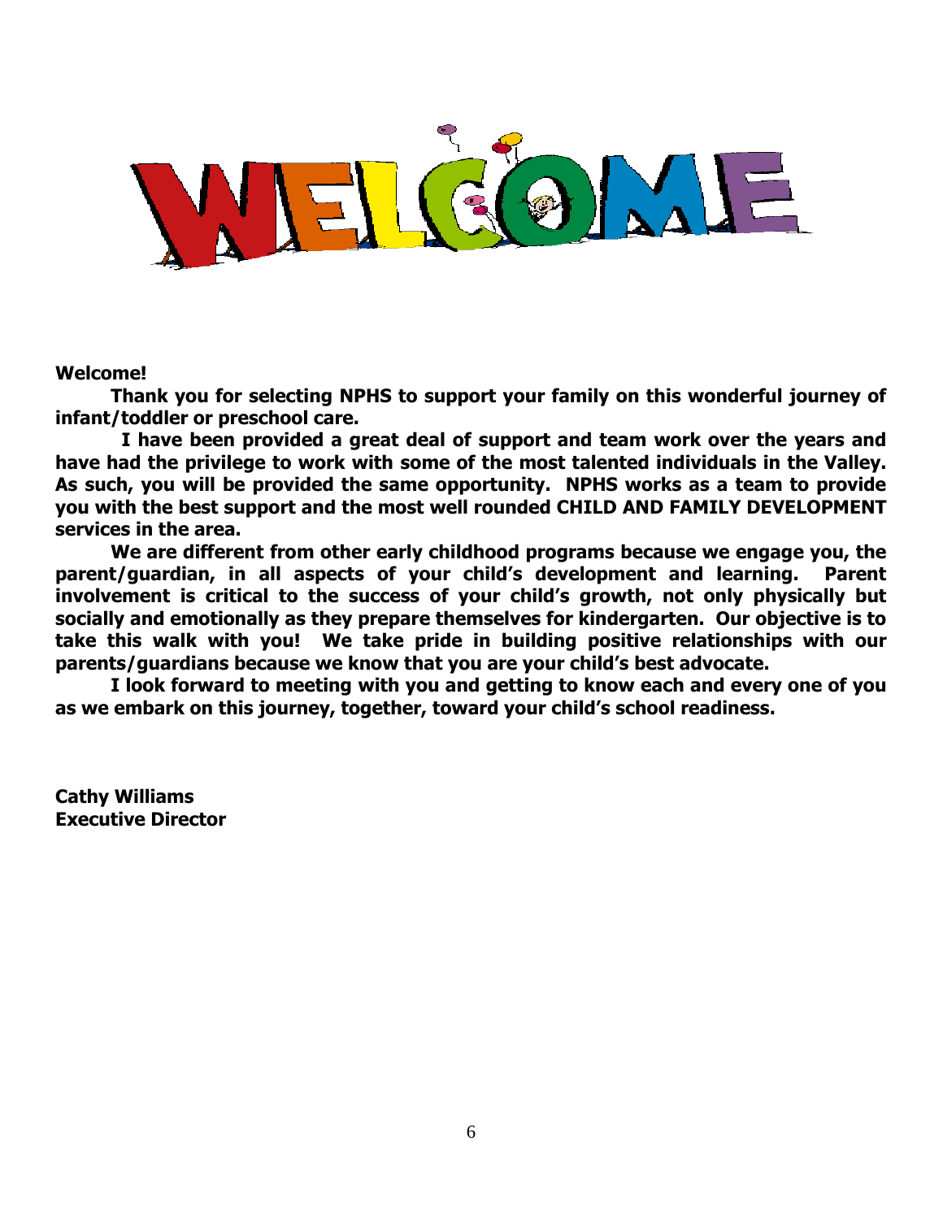# WELCOME

**Welcome!**

**Thank you for selecting NPHS to support your family on this wonderful journey of infant/toddler or preschool care.**

**I have been provided a great deal of support and team work over the years and have had the privilege to work with some of the most talented individuals in the Valley. As such, you will be provided the same opportunity. NPHS works as a team to provide you with the best support and the most well rounded CHILD AND FAMILY DEVELOPMENT services in the area.**

**We are different from other early childhood programs because we engage you, the parent/guardian, in all aspects of your child's development and learning. Parent involvement is critical to the success of your child's growth, not only physically but socially and emotionally as they prepare themselves for kindergarten. Our objective is to take this walk with you! We take pride in building positive relationships with our parents/guardians because we know that you are your child's best advocate.**

**I look forward to meeting with you and getting to know each and every one of you as we embark on this journey, together, toward your child's school readiness.**

**Cathy Williams**
**Executive Director**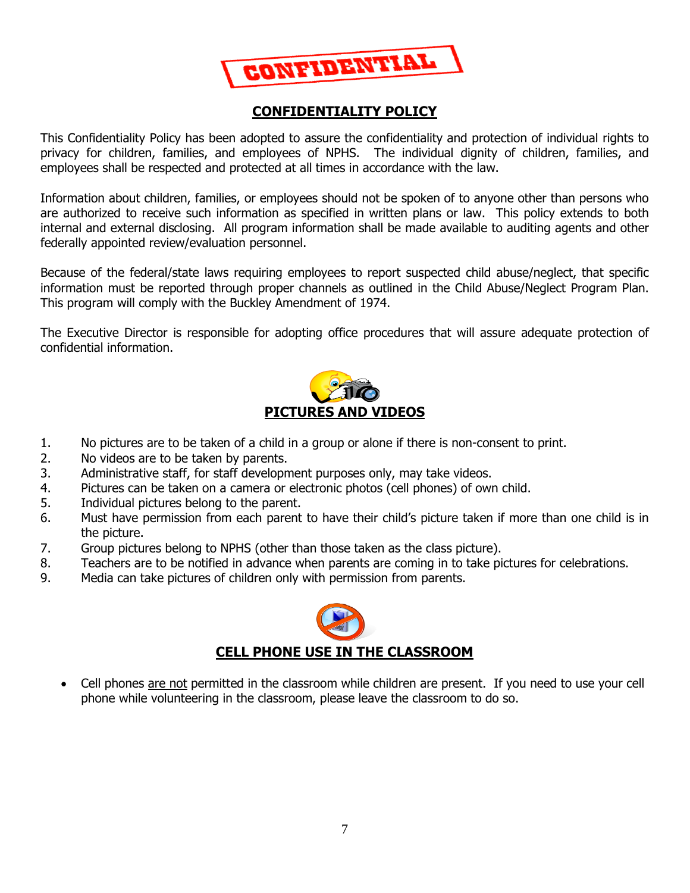CONFIDENTIAL

## CONFIDENTIALITY POLICY

This Confidentiality Policy has been adopted to assure the confidentiality and protection of individual rights to privacy for children, families, and employees of NPHS. The individual dignity of children, families, and employees shall be respected and protected at all times in accordance with the law.

Information about children, families, or employees should not be spoken of to anyone other than persons who are authorized to receive such information as specified in written plans or law. This policy extends to both internal and external disclosing. All program information shall be made available to auditing agents and other federally appointed review/evaluation personnel.

Because of the federal/state laws requiring employees to report suspected child abuse/neglect, that specific information must be reported through proper channels as outlined in the Child Abuse/Neglect Program Plan. This program will comply with the Buckley Amendment of 1974.

The Executive Director is responsible for adopting office procedures that will assure adequate protection of confidential information.

## PICTURES AND VIDEOS

1. No pictures are to be taken of a child in a group or alone if there is non-consent to print.
2. No videos are to be taken by parents.
3. Administrative staff, for staff development purposes only, may take videos.
4. Pictures can be taken on a camera or electronic photos (cell phones) of own child.
5. Individual pictures belong to the parent.
6. Must have permission from each parent to have their child's picture taken if more than one child is in the picture.
7. Group pictures belong to NPHS (other than those taken as the class picture).
8. Teachers are to be notified in advance when parents are coming in to take pictures for celebrations.
9. Media can take pictures of children only with permission from parents.

## CELL PHONE USE IN THE CLASSROOM

- Cell phones are not permitted in the classroom while children are present. If you need to use your cell phone while volunteering in the classroom, please leave the classroom to do so.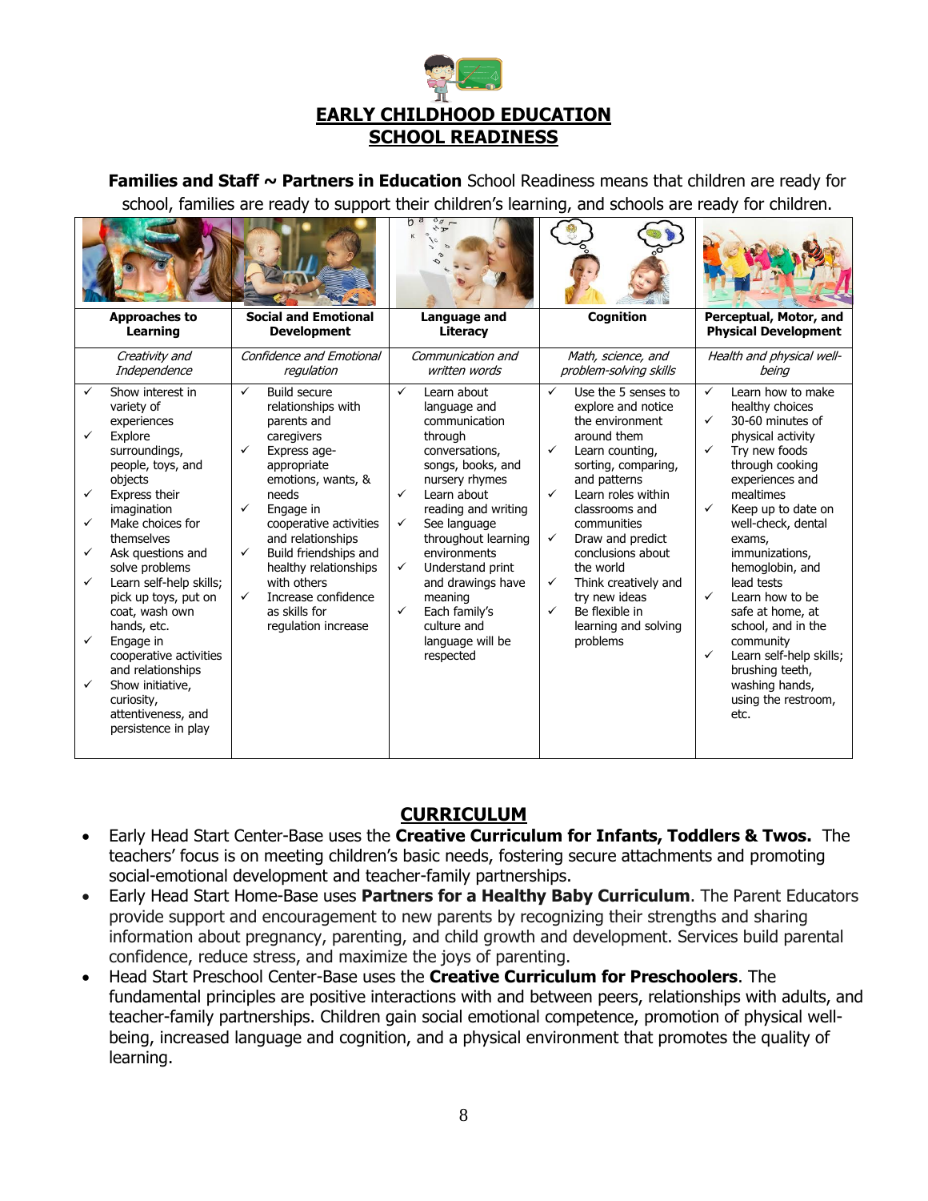# EARLY CHILDHOOD EDUCATION
# SCHOOL READINESS

**Families and Staff ~ Partners in Education** School Readiness means that children are ready for school, families are ready to support their children's learning, and schools are ready for children.

| Approaches to Learning | Social and Emotional Development | Language and Literacy | Cognition | Perceptual, Motor, and Physical Development |
|---|---|---|---|---|
| *Creativity and Independence* | *Confidence and Emotional regulation* | *Communication and written words* | *Math, science, and problem-solving skills* | *Health and physical well-being* |
| ✓ Show interest in variety of experiences<br>✓ Explore surroundings, people, toys, and objects<br>✓ Express their imagination<br>✓ Make choices for themselves<br>✓ Ask questions and solve problems<br>✓ Learn self-help skills; pick up toys, put on coat, wash own hands, etc.<br>✓ Engage in cooperative activities and relationships<br>✓ Show initiative, curiosity, attentiveness, and persistence in play | ✓ Build secure relationships with parents and caregivers<br>✓ Express age-appropriate emotions, wants, & needs<br>✓ Engage in cooperative activities and relationships<br>✓ Build friendships and healthy relationships with others<br>✓ Increase confidence as skills for regulation increase | ✓ Learn about language and communication through conversations, songs, books, and nursery rhymes<br>✓ Learn about reading and writing<br>✓ See language throughout learning environments<br>✓ Understand print and drawings have meaning<br>✓ Each family's culture and language will be respected | ✓ Use the 5 senses to explore and notice the environment around them<br>✓ Learn counting, sorting, comparing, and patterns<br>✓ Learn roles within classrooms and communities<br>✓ Draw and predict conclusions about the world<br>✓ Think creatively and try new ideas<br>✓ Be flexible in learning and solving problems | ✓ Learn how to make healthy choices<br>✓ 30-60 minutes of physical activity<br>✓ Try new foods through cooking experiences and mealtimes<br>✓ Keep up to date on well-check, dental exams, immunizations, hemoglobin, and lead tests<br>✓ Learn how to be safe at home, at school, and in the community<br>✓ Learn self-help skills; brushing teeth, washing hands, using the restroom, etc. |

## CURRICULUM

- Early Head Start Center-Base uses the **Creative Curriculum for Infants, Toddlers & Twos.** The teachers' focus is on meeting children's basic needs, fostering secure attachments and promoting social-emotional development and teacher-family partnerships.
- Early Head Start Home-Base uses **Partners for a Healthy Baby Curriculum**. The Parent Educators provide support and encouragement to new parents by recognizing their strengths and sharing information about pregnancy, parenting, and child growth and development. Services build parental confidence, reduce stress, and maximize the joys of parenting.
- Head Start Preschool Center-Base uses the **Creative Curriculum for Preschoolers**. The fundamental principles are positive interactions with and between peers, relationships with adults, and teacher-family partnerships. Children gain social emotional competence, promotion of physical well-being, increased language and cognition, and a physical environment that promotes the quality of learning.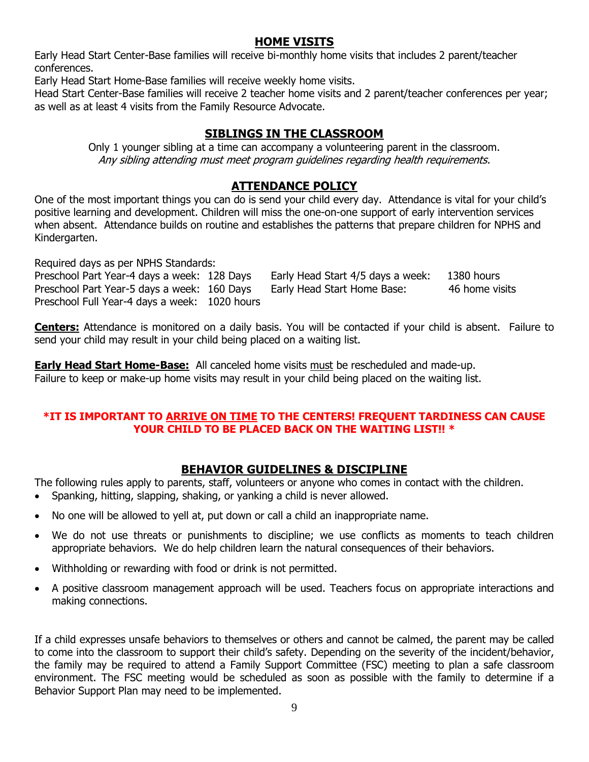## HOME VISITS

Early Head Start Center-Base families will receive bi-monthly home visits that includes 2 parent/teacher conferences.

Early Head Start Home-Base families will receive weekly home visits.

Head Start Center-Base families will receive 2 teacher home visits and 2 parent/teacher conferences per year; as well as at least 4 visits from the Family Resource Advocate.

## SIBLINGS IN THE CLASSROOM

Only 1 younger sibling at a time can accompany a volunteering parent in the classroom.

*Any sibling attending must meet program guidelines regarding health requirements.*

## ATTENDANCE POLICY

One of the most important things you can do is send your child every day. Attendance is vital for your child's positive learning and development. Children will miss the one-on-one support of early intervention services when absent. Attendance builds on routine and establishes the patterns that prepare children for NPHS and Kindergarten.

Required days as per NPHS Standards:

| | | | |
|---|---|---|---|
| Preschool Part Year-4 days a week: | 128 Days | Early Head Start 4/5 days a week: | 1380 hours |
| Preschool Part Year-5 days a week: | 160 Days | Early Head Start Home Base: | 46 home visits |
| Preschool Full Year-4 days a week: | 1020 hours | | |

**Centers:** Attendance is monitored on a daily basis. You will be contacted if your child is absent. Failure to send your child may result in your child being placed on a waiting list.

**Early Head Start Home-Base:** All canceled home visits must be rescheduled and made-up. Failure to keep or make-up home visits may result in your child being placed on the waiting list.

**\*IT IS IMPORTANT TO ARRIVE ON TIME TO THE CENTERS! FREQUENT TARDINESS CAN CAUSE YOUR CHILD TO BE PLACED BACK ON THE WAITING LIST!! \***

## BEHAVIOR GUIDELINES & DISCIPLINE

The following rules apply to parents, staff, volunteers or anyone who comes in contact with the children.

- Spanking, hitting, slapping, shaking, or yanking a child is never allowed.
- No one will be allowed to yell at, put down or call a child an inappropriate name.
- We do not use threats or punishments to discipline; we use conflicts as moments to teach children appropriate behaviors. We do help children learn the natural consequences of their behaviors.
- Withholding or rewarding with food or drink is not permitted.
- A positive classroom management approach will be used. Teachers focus on appropriate interactions and making connections.

If a child expresses unsafe behaviors to themselves or others and cannot be calmed, the parent may be called to come into the classroom to support their child's safety. Depending on the severity of the incident/behavior, the family may be required to attend a Family Support Committee (FSC) meeting to plan a safe classroom environment. The FSC meeting would be scheduled as soon as possible with the family to determine if a Behavior Support Plan may need to be implemented.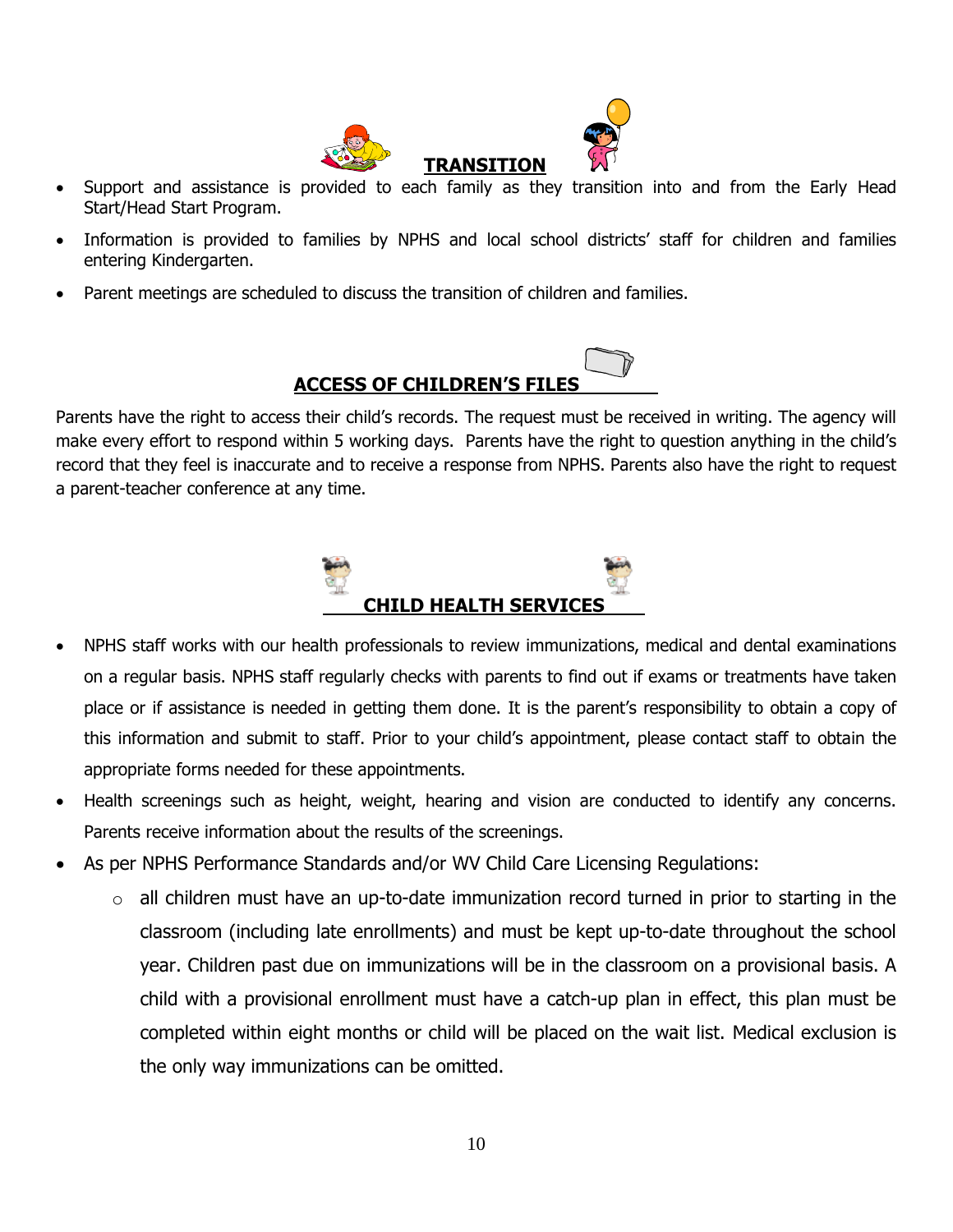## TRANSITION

- Support and assistance is provided to each family as they transition into and from the Early Head Start/Head Start Program.
- Information is provided to families by NPHS and local school districts' staff for children and families entering Kindergarten.
- Parent meetings are scheduled to discuss the transition of children and families.

## ACCESS OF CHILDREN'S FILES

Parents have the right to access their child's records. The request must be received in writing. The agency will make every effort to respond within 5 working days. Parents have the right to question anything in the child's record that they feel is inaccurate and to receive a response from NPHS. Parents also have the right to request a parent-teacher conference at any time.

## CHILD HEALTH SERVICES

- NPHS staff works with our health professionals to review immunizations, medical and dental examinations on a regular basis. NPHS staff regularly checks with parents to find out if exams or treatments have taken place or if assistance is needed in getting them done. It is the parent's responsibility to obtain a copy of this information and submit to staff. Prior to your child's appointment, please contact staff to obtain the appropriate forms needed for these appointments.
- Health screenings such as height, weight, hearing and vision are conducted to identify any concerns. Parents receive information about the results of the screenings.
- As per NPHS Performance Standards and/or WV Child Care Licensing Regulations:
  - all children must have an up-to-date immunization record turned in prior to starting in the classroom (including late enrollments) and must be kept up-to-date throughout the school year. Children past due on immunizations will be in the classroom on a provisional basis. A child with a provisional enrollment must have a catch-up plan in effect, this plan must be completed within eight months or child will be placed on the wait list. Medical exclusion is the only way immunizations can be omitted.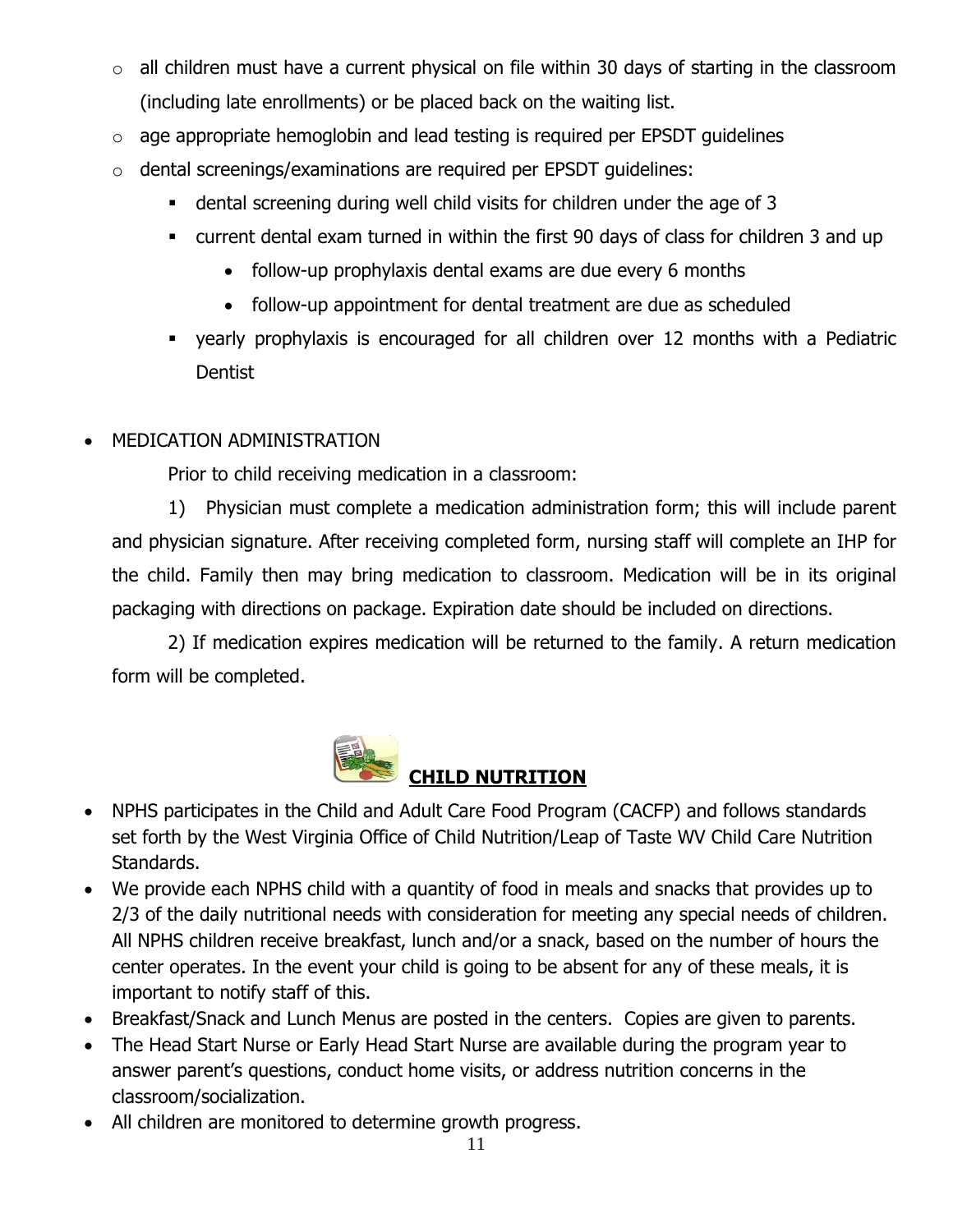- all children must have a current physical on file within 30 days of starting in the classroom (including late enrollments) or be placed back on the waiting list.
- age appropriate hemoglobin and lead testing is required per EPSDT guidelines
- dental screenings/examinations are required per EPSDT guidelines:
  - dental screening during well child visits for children under the age of 3
  - current dental exam turned in within the first 90 days of class for children 3 and up
    - follow-up prophylaxis dental exams are due every 6 months
    - follow-up appointment for dental treatment are due as scheduled
  - yearly prophylaxis is encouraged for all children over 12 months with a Pediatric Dentist

- MEDICATION ADMINISTRATION

  Prior to child receiving medication in a classroom:

  1) Physician must complete a medication administration form; this will include parent and physician signature. After receiving completed form, nursing staff will complete an IHP for the child. Family then may bring medication to classroom. Medication will be in its original packaging with directions on package. Expiration date should be included on directions.

  2) If medication expires medication will be returned to the family. A return medication form will be completed.

## **CHILD NUTRITION**

- NPHS participates in the Child and Adult Care Food Program (CACFP) and follows standards set forth by the West Virginia Office of Child Nutrition/Leap of Taste WV Child Care Nutrition Standards.
- We provide each NPHS child with a quantity of food in meals and snacks that provides up to 2/3 of the daily nutritional needs with consideration for meeting any special needs of children. All NPHS children receive breakfast, lunch and/or a snack, based on the number of hours the center operates. In the event your child is going to be absent for any of these meals, it is important to notify staff of this.
- Breakfast/Snack and Lunch Menus are posted in the centers. Copies are given to parents.
- The Head Start Nurse or Early Head Start Nurse are available during the program year to answer parent's questions, conduct home visits, or address nutrition concerns in the classroom/socialization.
- All children are monitored to determine growth progress.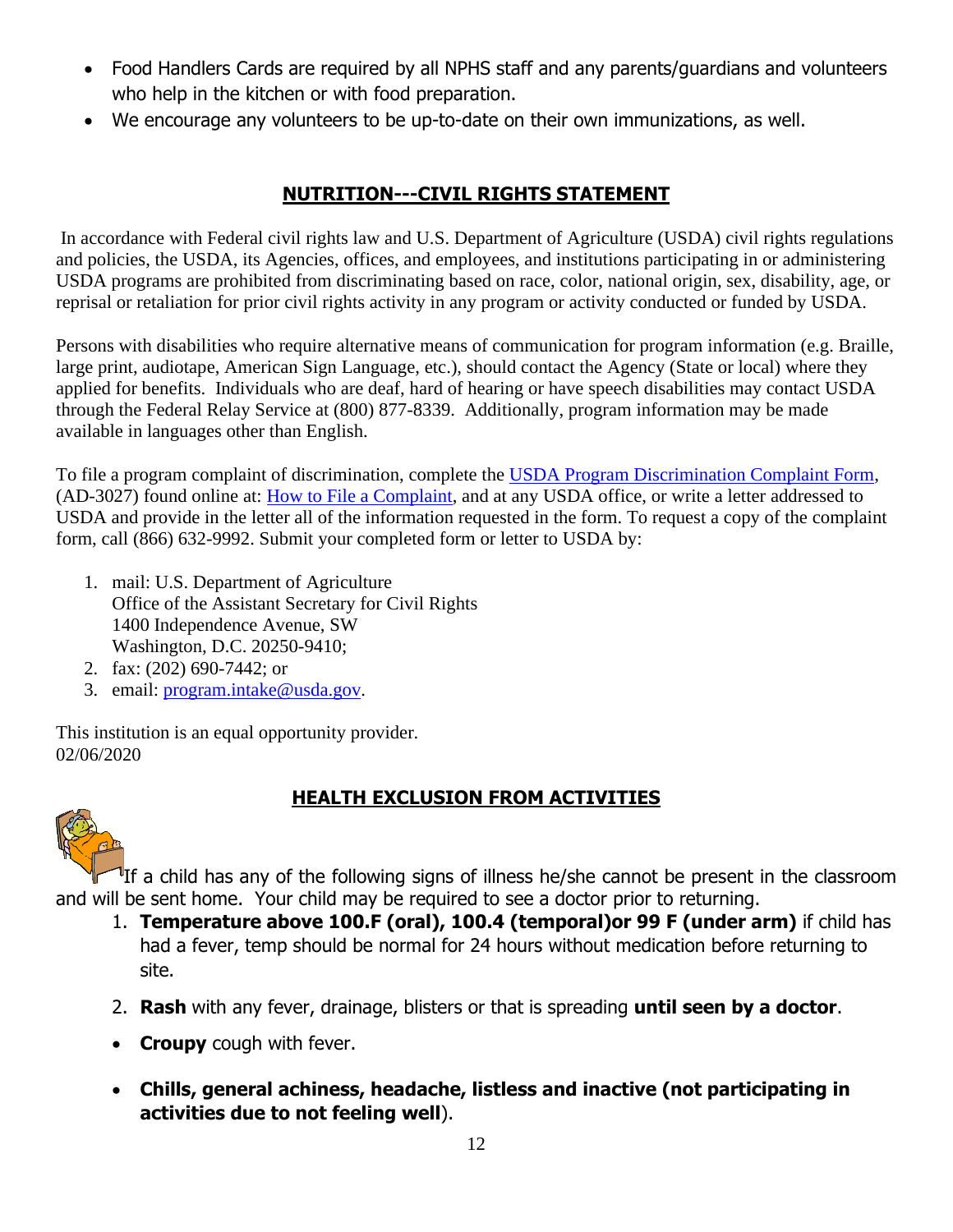- Food Handlers Cards are required by all NPHS staff and any parents/guardians and volunteers who help in the kitchen or with food preparation.
- We encourage any volunteers to be up-to-date on their own immunizations, as well.

## NUTRITION---CIVIL RIGHTS STATEMENT

In accordance with Federal civil rights law and U.S. Department of Agriculture (USDA) civil rights regulations and policies, the USDA, its Agencies, offices, and employees, and institutions participating in or administering USDA programs are prohibited from discriminating based on race, color, national origin, sex, disability, age, or reprisal or retaliation for prior civil rights activity in any program or activity conducted or funded by USDA.

Persons with disabilities who require alternative means of communication for program information (e.g. Braille, large print, audiotape, American Sign Language, etc.), should contact the Agency (State or local) where they applied for benefits. Individuals who are deaf, hard of hearing or have speech disabilities may contact USDA through the Federal Relay Service at (800) 877-8339. Additionally, program information may be made available in languages other than English.

To file a program complaint of discrimination, complete the USDA Program Discrimination Complaint Form, (AD-3027) found online at: How to File a Complaint, and at any USDA office, or write a letter addressed to USDA and provide in the letter all of the information requested in the form. To request a copy of the complaint form, call (866) 632-9992. Submit your completed form or letter to USDA by:

1. mail: U.S. Department of Agriculture
   Office of the Assistant Secretary for Civil Rights
   1400 Independence Avenue, SW
   Washington, D.C. 20250-9410;
2. fax: (202) 690-7442; or
3. email: program.intake@usda.gov.

This institution is an equal opportunity provider.
02/06/2020

## HEALTH EXCLUSION FROM ACTIVITIES

If a child has any of the following signs of illness he/she cannot be present in the classroom and will be sent home. Your child may be required to see a doctor prior to returning.

1. **Temperature above 100.F (oral), 100.4 (temporal)or 99 F (under arm)** if child has had a fever, temp should be normal for 24 hours without medication before returning to site.
2. **Rash** with any fever, drainage, blisters or that is spreading **until seen by a doctor**.

- **Croupy** cough with fever.
- **Chills, general achiness, headache, listless and inactive (not participating in activities due to not feeling well**).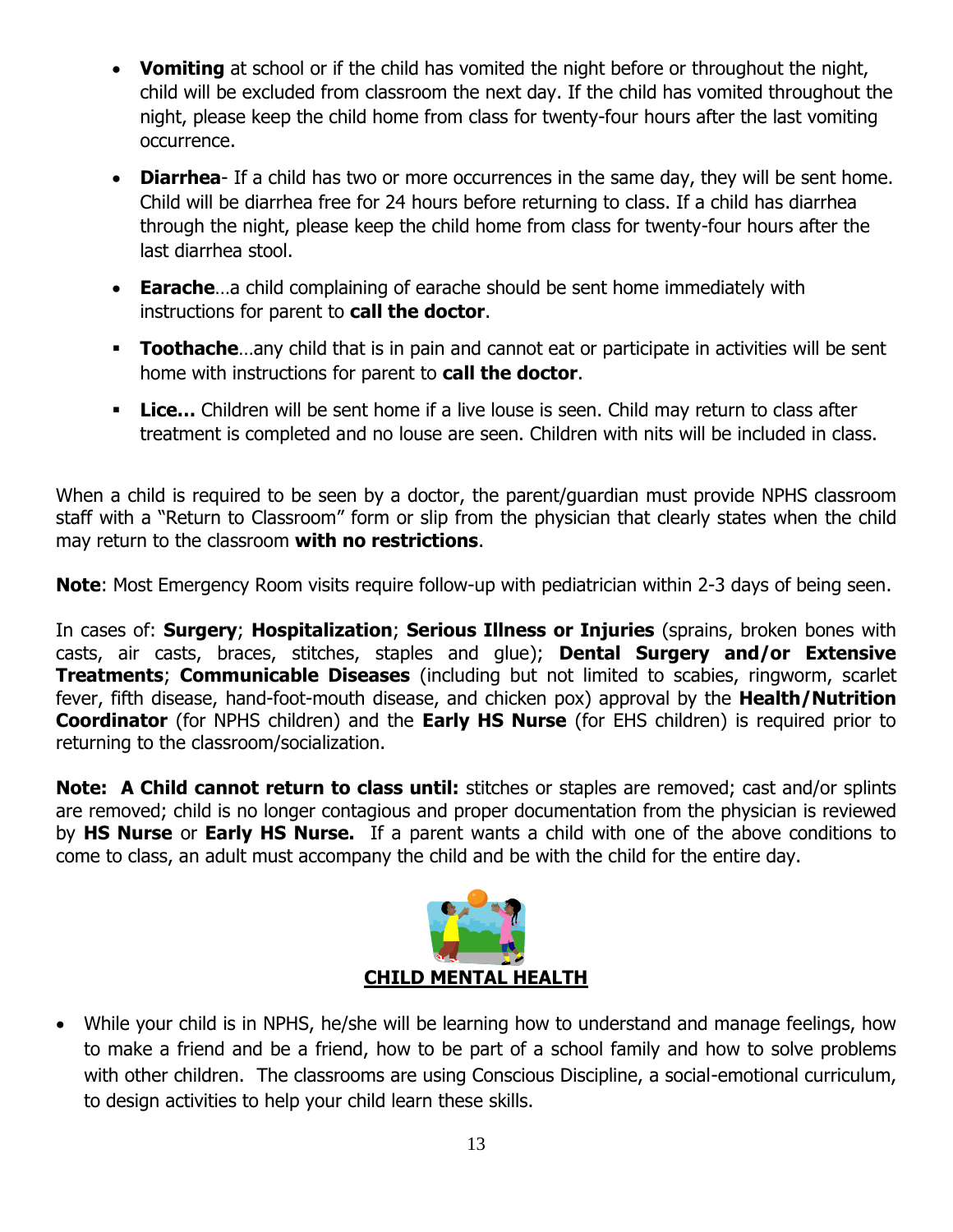- **Vomiting** at school or if the child has vomited the night before or throughout the night, child will be excluded from classroom the next day. If the child has vomited throughout the night, please keep the child home from class for twenty-four hours after the last vomiting occurrence.
- **Diarrhea**- If a child has two or more occurrences in the same day, they will be sent home. Child will be diarrhea free for 24 hours before returning to class. If a child has diarrhea through the night, please keep the child home from class for twenty-four hours after the last diarrhea stool.
- **Earache**…a child complaining of earache should be sent home immediately with instructions for parent to **call the doctor**.
- **Toothache**…any child that is in pain and cannot eat or participate in activities will be sent home with instructions for parent to **call the doctor**.
- **Lice…** Children will be sent home if a live louse is seen. Child may return to class after treatment is completed and no louse are seen. Children with nits will be included in class.

When a child is required to be seen by a doctor, the parent/guardian must provide NPHS classroom staff with a "Return to Classroom" form or slip from the physician that clearly states when the child may return to the classroom **with no restrictions**.

**Note**: Most Emergency Room visits require follow-up with pediatrician within 2-3 days of being seen.

In cases of: **Surgery**; **Hospitalization**; **Serious Illness or Injuries** (sprains, broken bones with casts, air casts, braces, stitches, staples and glue); **Dental Surgery and/or Extensive Treatments**; **Communicable Diseases** (including but not limited to scabies, ringworm, scarlet fever, fifth disease, hand-foot-mouth disease, and chicken pox) approval by the **Health/Nutrition Coordinator** (for NPHS children) and the **Early HS Nurse** (for EHS children) is required prior to returning to the classroom/socialization.

**Note: A Child cannot return to class until:** stitches or staples are removed; cast and/or splints are removed; child is no longer contagious and proper documentation from the physician is reviewed by **HS Nurse** or **Early HS Nurse.** If a parent wants a child with one of the above conditions to come to class, an adult must accompany the child and be with the child for the entire day.

## CHILD MENTAL HEALTH

- While your child is in NPHS, he/she will be learning how to understand and manage feelings, how to make a friend and be a friend, how to be part of a school family and how to solve problems with other children. The classrooms are using Conscious Discipline, a social-emotional curriculum, to design activities to help your child learn these skills.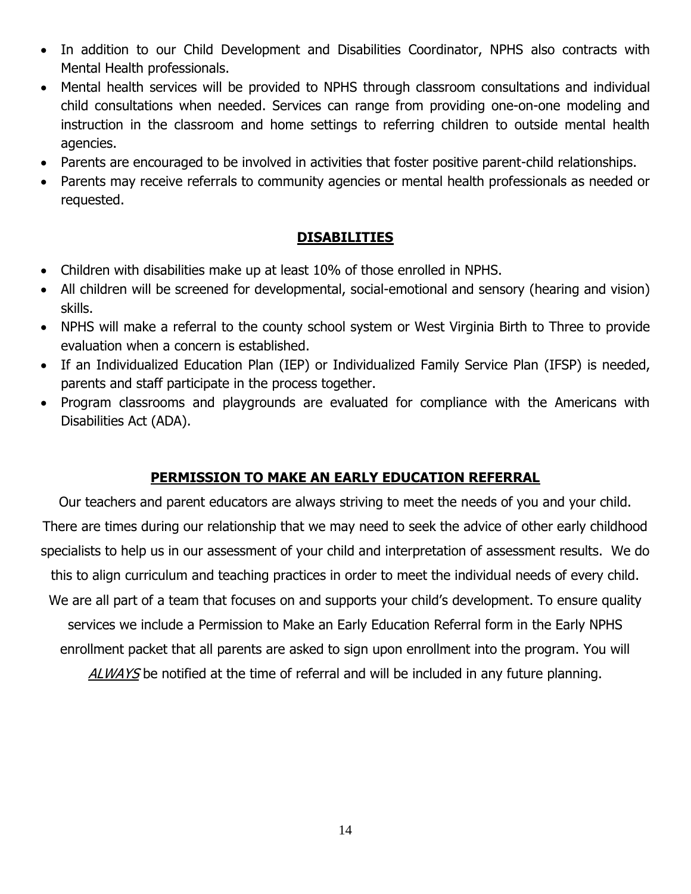- In addition to our Child Development and Disabilities Coordinator, NPHS also contracts with Mental Health professionals.
- Mental health services will be provided to NPHS through classroom consultations and individual child consultations when needed. Services can range from providing one-on-one modeling and instruction in the classroom and home settings to referring children to outside mental health agencies.
- Parents are encouraged to be involved in activities that foster positive parent-child relationships.
- Parents may receive referrals to community agencies or mental health professionals as needed or requested.

## **DISABILITIES**

- Children with disabilities make up at least 10% of those enrolled in NPHS.
- All children will be screened for developmental, social-emotional and sensory (hearing and vision) skills.
- NPHS will make a referral to the county school system or West Virginia Birth to Three to provide evaluation when a concern is established.
- If an Individualized Education Plan (IEP) or Individualized Family Service Plan (IFSP) is needed, parents and staff participate in the process together.
- Program classrooms and playgrounds are evaluated for compliance with the Americans with Disabilities Act (ADA).

## **PERMISSION TO MAKE AN EARLY EDUCATION REFERRAL**

Our teachers and parent educators are always striving to meet the needs of you and your child. There are times during our relationship that we may need to seek the advice of other early childhood specialists to help us in our assessment of your child and interpretation of assessment results. We do this to align curriculum and teaching practices in order to meet the individual needs of every child. We are all part of a team that focuses on and supports your child's development. To ensure quality services we include a Permission to Make an Early Education Referral form in the Early NPHS enrollment packet that all parents are asked to sign upon enrollment into the program. You will *ALWAYS* be notified at the time of referral and will be included in any future planning.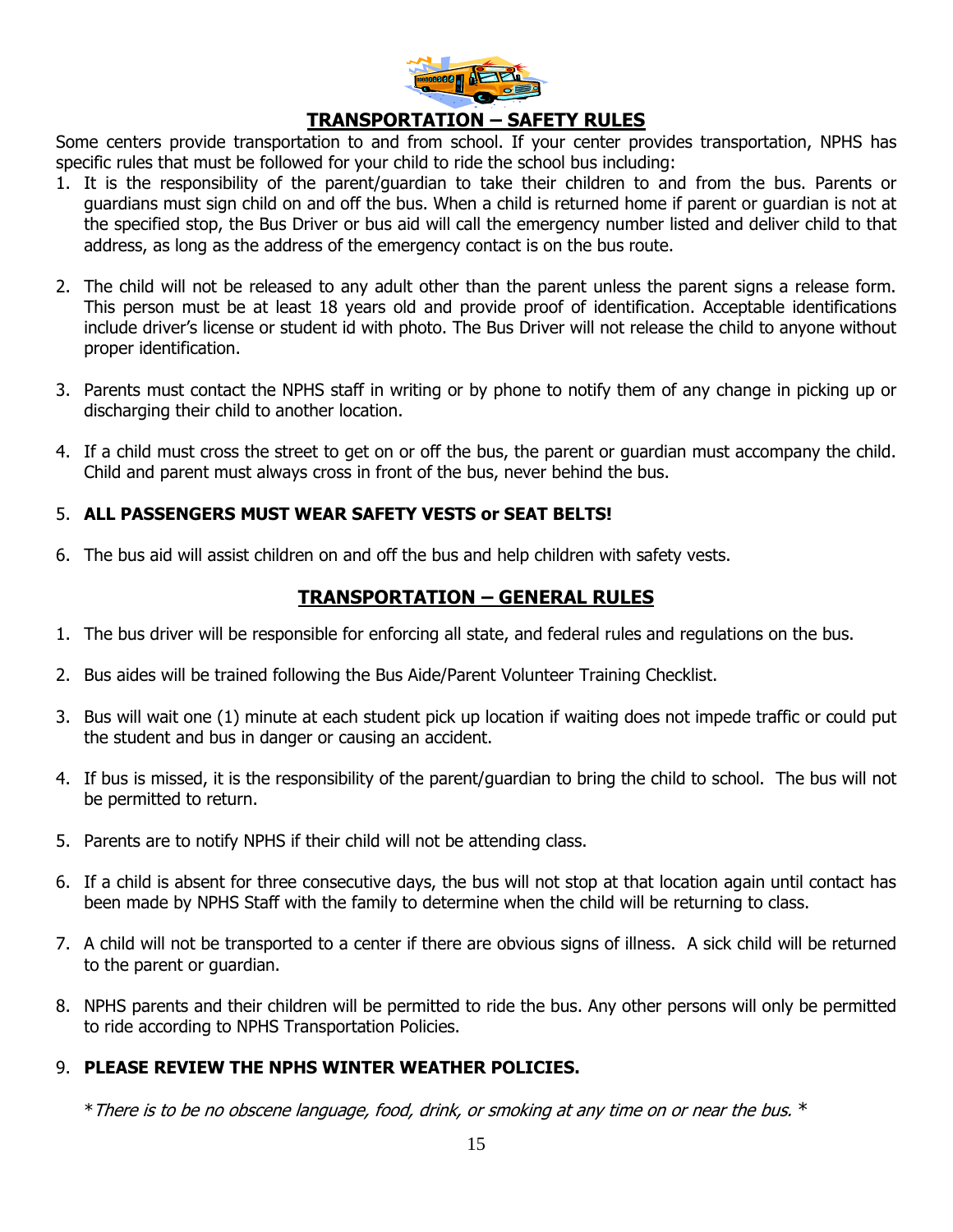## TRANSPORTATION – SAFETY RULES

Some centers provide transportation to and from school. If your center provides transportation, NPHS has specific rules that must be followed for your child to ride the school bus including:

1. It is the responsibility of the parent/guardian to take their children to and from the bus. Parents or guardians must sign child on and off the bus. When a child is returned home if parent or guardian is not at the specified stop, the Bus Driver or bus aid will call the emergency number listed and deliver child to that address, as long as the address of the emergency contact is on the bus route.

2. The child will not be released to any adult other than the parent unless the parent signs a release form. This person must be at least 18 years old and provide proof of identification. Acceptable identifications include driver's license or student id with photo. The Bus Driver will not release the child to anyone without proper identification.

3. Parents must contact the NPHS staff in writing or by phone to notify them of any change in picking up or discharging their child to another location.

4. If a child must cross the street to get on or off the bus, the parent or guardian must accompany the child. Child and parent must always cross in front of the bus, never behind the bus.

5. **ALL PASSENGERS MUST WEAR SAFETY VESTS or SEAT BELTS!**

6. The bus aid will assist children on and off the bus and help children with safety vests.

## TRANSPORTATION – GENERAL RULES

1. The bus driver will be responsible for enforcing all state, and federal rules and regulations on the bus.

2. Bus aides will be trained following the Bus Aide/Parent Volunteer Training Checklist.

3. Bus will wait one (1) minute at each student pick up location if waiting does not impede traffic or could put the student and bus in danger or causing an accident.

4. If bus is missed, it is the responsibility of the parent/guardian to bring the child to school. The bus will not be permitted to return.

5. Parents are to notify NPHS if their child will not be attending class.

6. If a child is absent for three consecutive days, the bus will not stop at that location again until contact has been made by NPHS Staff with the family to determine when the child will be returning to class.

7. A child will not be transported to a center if there are obvious signs of illness. A sick child will be returned to the parent or guardian.

8. NPHS parents and their children will be permitted to ride the bus. Any other persons will only be permitted to ride according to NPHS Transportation Policies.

9. **PLEASE REVIEW THE NPHS WINTER WEATHER POLICIES.**

*\*There is to be no obscene language, food, drink, or smoking at any time on or near the bus.\**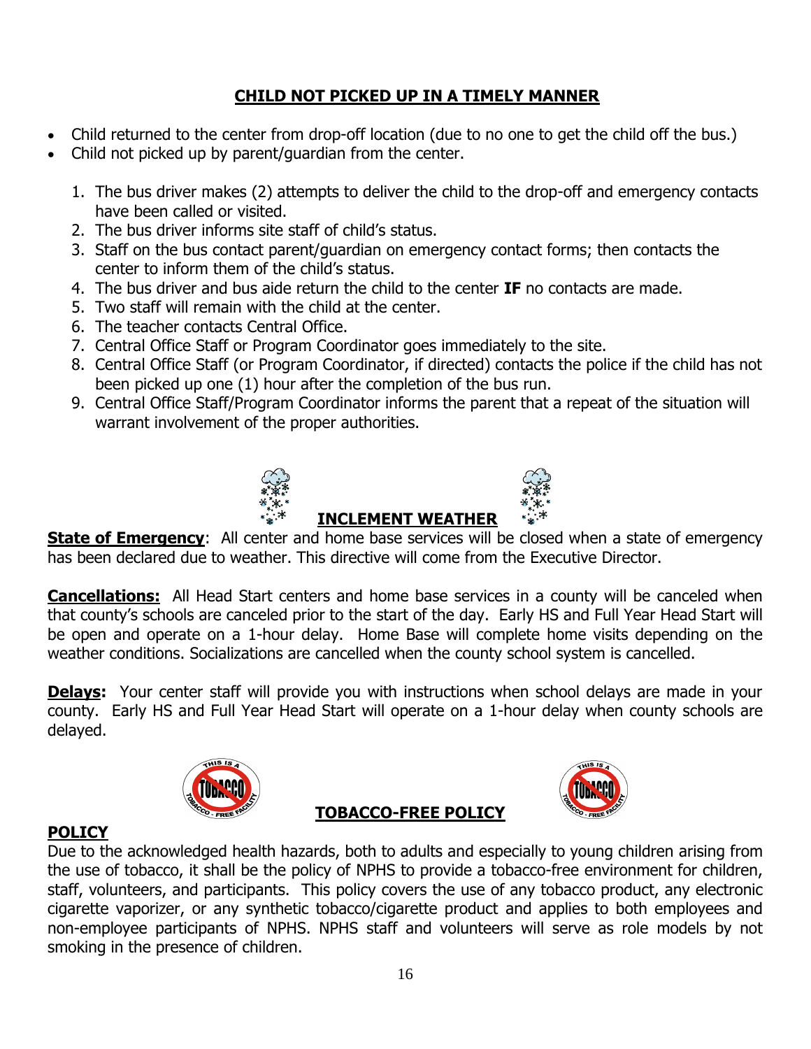## CHILD NOT PICKED UP IN A TIMELY MANNER

- Child returned to the center from drop-off location (due to no one to get the child off the bus.)
- Child not picked up by parent/guardian from the center.

1. The bus driver makes (2) attempts to deliver the child to the drop-off and emergency contacts have been called or visited.
2. The bus driver informs site staff of child's status.
3. Staff on the bus contact parent/guardian on emergency contact forms; then contacts the center to inform them of the child's status.
4. The bus driver and bus aide return the child to the center **IF** no contacts are made.
5. Two staff will remain with the child at the center.
6. The teacher contacts Central Office.
7. Central Office Staff or Program Coordinator goes immediately to the site.
8. Central Office Staff (or Program Coordinator, if directed) contacts the police if the child has not been picked up one (1) hour after the completion of the bus run.
9. Central Office Staff/Program Coordinator informs the parent that a repeat of the situation will warrant involvement of the proper authorities.

## INCLEMENT WEATHER

**State of Emergency**: All center and home base services will be closed when a state of emergency has been declared due to weather. This directive will come from the Executive Director.

**Cancellations:** All Head Start centers and home base services in a county will be canceled when that county's schools are canceled prior to the start of the day. Early HS and Full Year Head Start will be open and operate on a 1-hour delay. Home Base will complete home visits depending on the weather conditions. Socializations are cancelled when the county school system is cancelled.

**Delays:** Your center staff will provide you with instructions when school delays are made in your county. Early HS and Full Year Head Start will operate on a 1-hour delay when county schools are delayed.

## TOBACCO-FREE POLICY

### POLICY

Due to the acknowledged health hazards, both to adults and especially to young children arising from the use of tobacco, it shall be the policy of NPHS to provide a tobacco-free environment for children, staff, volunteers, and participants. This policy covers the use of any tobacco product, any electronic cigarette vaporizer, or any synthetic tobacco/cigarette product and applies to both employees and non-employee participants of NPHS. NPHS staff and volunteers will serve as role models by not smoking in the presence of children.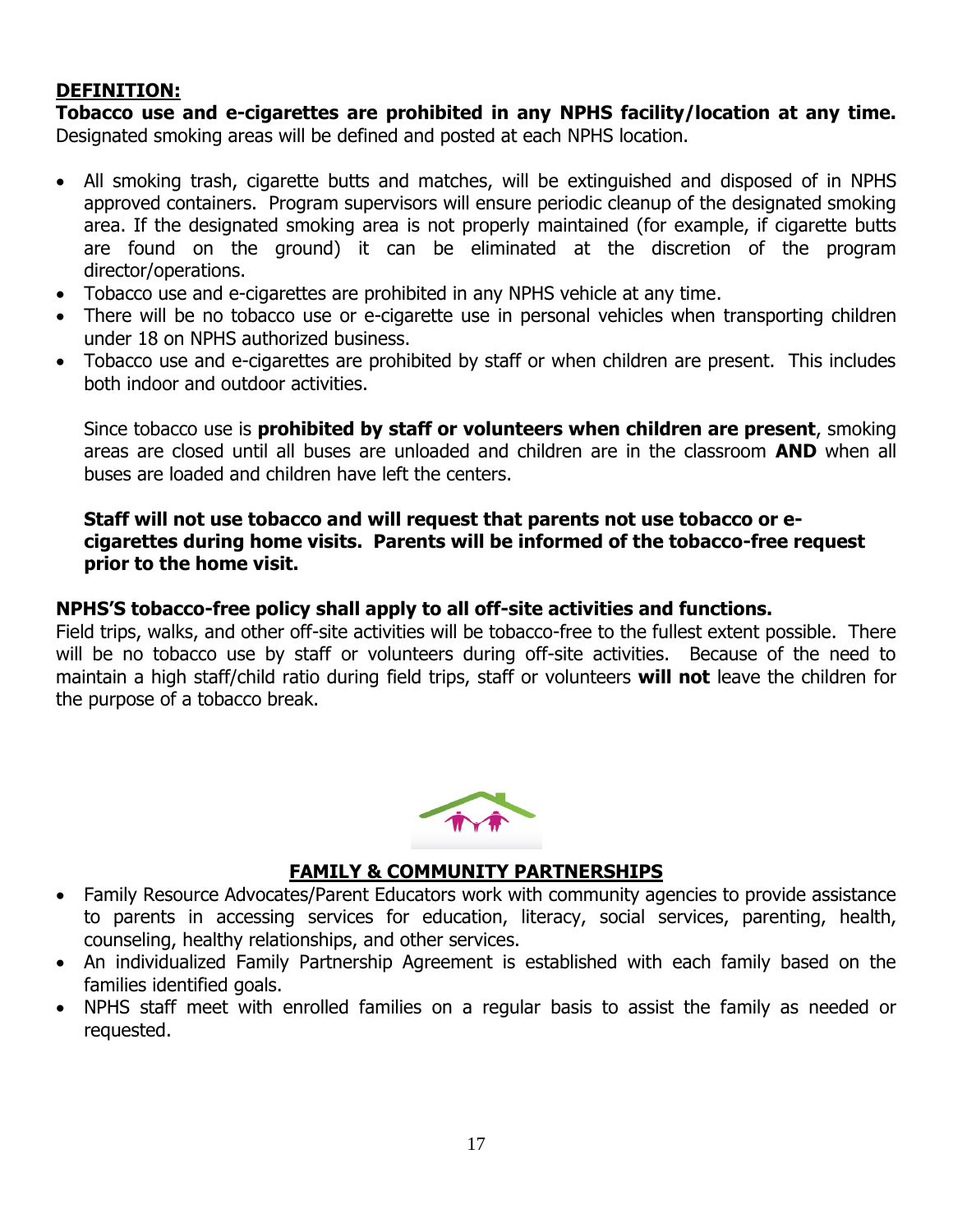**DEFINITION:**

**Tobacco use and e-cigarettes are prohibited in any NPHS facility/location at any time.** Designated smoking areas will be defined and posted at each NPHS location.

- All smoking trash, cigarette butts and matches, will be extinguished and disposed of in NPHS approved containers. Program supervisors will ensure periodic cleanup of the designated smoking area. If the designated smoking area is not properly maintained (for example, if cigarette butts are found on the ground) it can be eliminated at the discretion of the program director/operations.
- Tobacco use and e-cigarettes are prohibited in any NPHS vehicle at any time.
- There will be no tobacco use or e-cigarette use in personal vehicles when transporting children under 18 on NPHS authorized business.
- Tobacco use and e-cigarettes are prohibited by staff or when children are present. This includes both indoor and outdoor activities.

  Since tobacco use is **prohibited by staff or volunteers when children are present**, smoking areas are closed until all buses are unloaded and children are in the classroom **AND** when all buses are loaded and children have left the centers.

  **Staff will not use tobacco and will request that parents not use tobacco or e-cigarettes during home visits. Parents will be informed of the tobacco-free request prior to the home visit.**

**NPHS'S tobacco-free policy shall apply to all off-site activities and functions.**
Field trips, walks, and other off-site activities will be tobacco-free to the fullest extent possible. There will be no tobacco use by staff or volunteers during off-site activities. Because of the need to maintain a high staff/child ratio during field trips, staff or volunteers **will not** leave the children for the purpose of a tobacco break.

## FAMILY & COMMUNITY PARTNERSHIPS

- Family Resource Advocates/Parent Educators work with community agencies to provide assistance to parents in accessing services for education, literacy, social services, parenting, health, counseling, healthy relationships, and other services.
- An individualized Family Partnership Agreement is established with each family based on the families identified goals.
- NPHS staff meet with enrolled families on a regular basis to assist the family as needed or requested.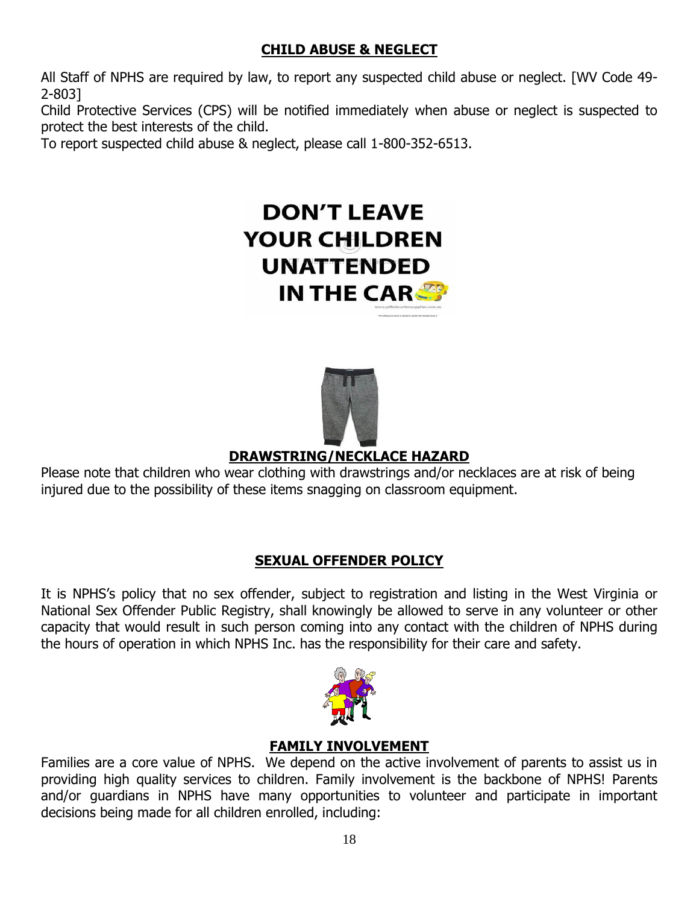## CHILD ABUSE & NEGLECT

All Staff of NPHS are required by law, to report any suspected child abuse or neglect. [WV Code 49-2-803]

Child Protective Services (CPS) will be notified immediately when abuse or neglect is suspected to protect the best interests of the child.

To report suspected child abuse & neglect, please call 1-800-352-6513.

**DON'T LEAVE YOUR CHILDREN UNATTENDED IN THE CAR**

## DRAWSTRING/NECKLACE HAZARD

Please note that children who wear clothing with drawstrings and/or necklaces are at risk of being injured due to the possibility of these items snagging on classroom equipment.

## SEXUAL OFFENDER POLICY

It is NPHS's policy that no sex offender, subject to registration and listing in the West Virginia or National Sex Offender Public Registry, shall knowingly be allowed to serve in any volunteer or other capacity that would result in such person coming into any contact with the children of NPHS during the hours of operation in which NPHS Inc. has the responsibility for their care and safety.

## FAMILY INVOLVEMENT

Families are a core value of NPHS. We depend on the active involvement of parents to assist us in providing high quality services to children. Family involvement is the backbone of NPHS! Parents and/or guardians in NPHS have many opportunities to volunteer and participate in important decisions being made for all children enrolled, including: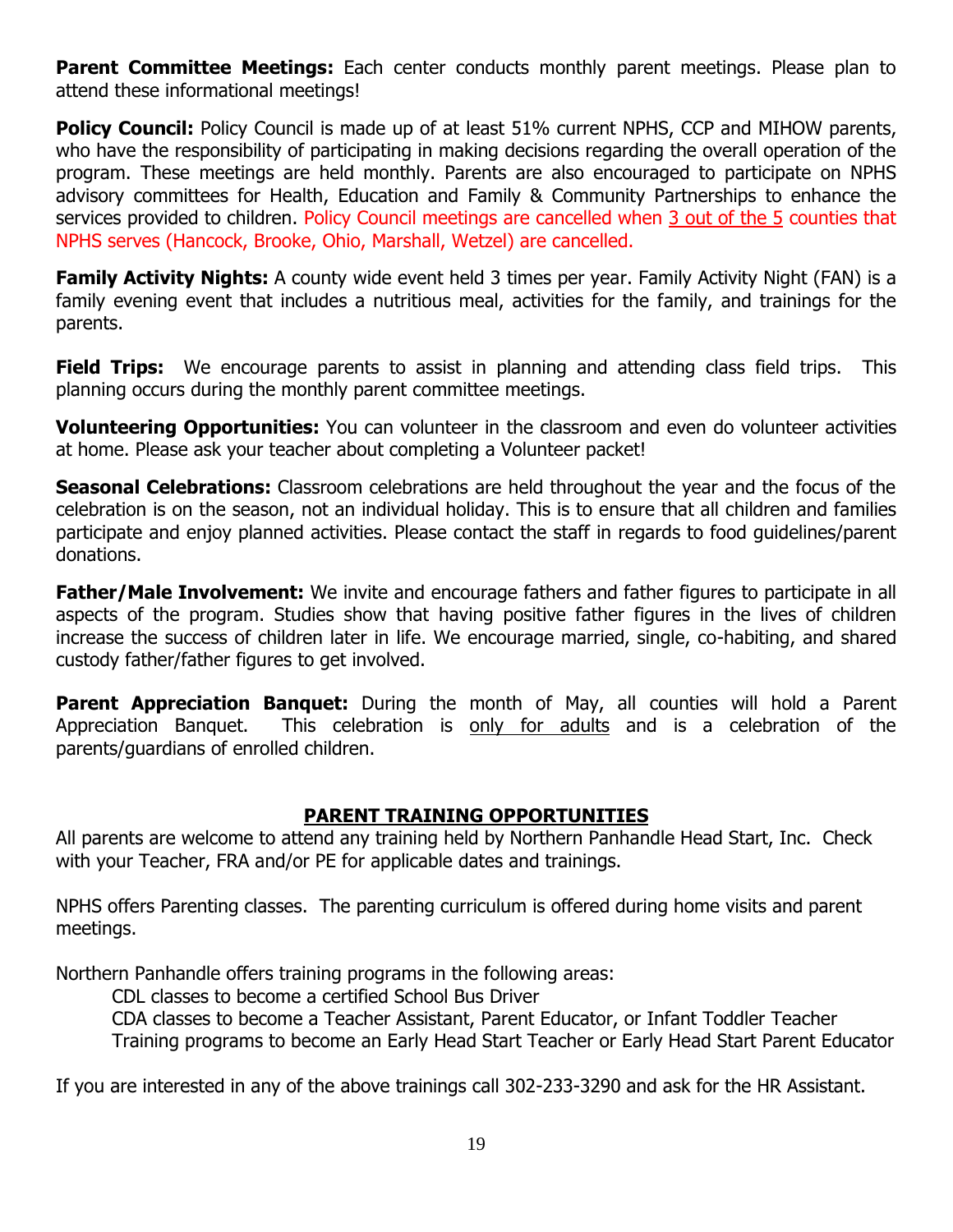**Parent Committee Meetings:** Each center conducts monthly parent meetings. Please plan to attend these informational meetings!

**Policy Council:** Policy Council is made up of at least 51% current NPHS, CCP and MIHOW parents, who have the responsibility of participating in making decisions regarding the overall operation of the program. These meetings are held monthly. Parents are also encouraged to participate on NPHS advisory committees for Health, Education and Family & Community Partnerships to enhance the services provided to children. Policy Council meetings are cancelled when 3 out of the 5 counties that NPHS serves (Hancock, Brooke, Ohio, Marshall, Wetzel) are cancelled.

**Family Activity Nights:** A county wide event held 3 times per year. Family Activity Night (FAN) is a family evening event that includes a nutritious meal, activities for the family, and trainings for the parents.

**Field Trips:** We encourage parents to assist in planning and attending class field trips. This planning occurs during the monthly parent committee meetings.

**Volunteering Opportunities:** You can volunteer in the classroom and even do volunteer activities at home. Please ask your teacher about completing a Volunteer packet!

**Seasonal Celebrations:** Classroom celebrations are held throughout the year and the focus of the celebration is on the season, not an individual holiday. This is to ensure that all children and families participate and enjoy planned activities. Please contact the staff in regards to food guidelines/parent donations.

**Father/Male Involvement:** We invite and encourage fathers and father figures to participate in all aspects of the program. Studies show that having positive father figures in the lives of children increase the success of children later in life. We encourage married, single, co-habiting, and shared custody father/father figures to get involved.

**Parent Appreciation Banquet:** During the month of May, all counties will hold a Parent Appreciation Banquet. This celebration is only for adults and is a celebration of the parents/guardians of enrolled children.

## PARENT TRAINING OPPORTUNITIES

All parents are welcome to attend any training held by Northern Panhandle Head Start, Inc. Check with your Teacher, FRA and/or PE for applicable dates and trainings.

NPHS offers Parenting classes. The parenting curriculum is offered during home visits and parent meetings.

Northern Panhandle offers training programs in the following areas:

- CDL classes to become a certified School Bus Driver
- CDA classes to become a Teacher Assistant, Parent Educator, or Infant Toddler Teacher
- Training programs to become an Early Head Start Teacher or Early Head Start Parent Educator

If you are interested in any of the above trainings call 302-233-3290 and ask for the HR Assistant.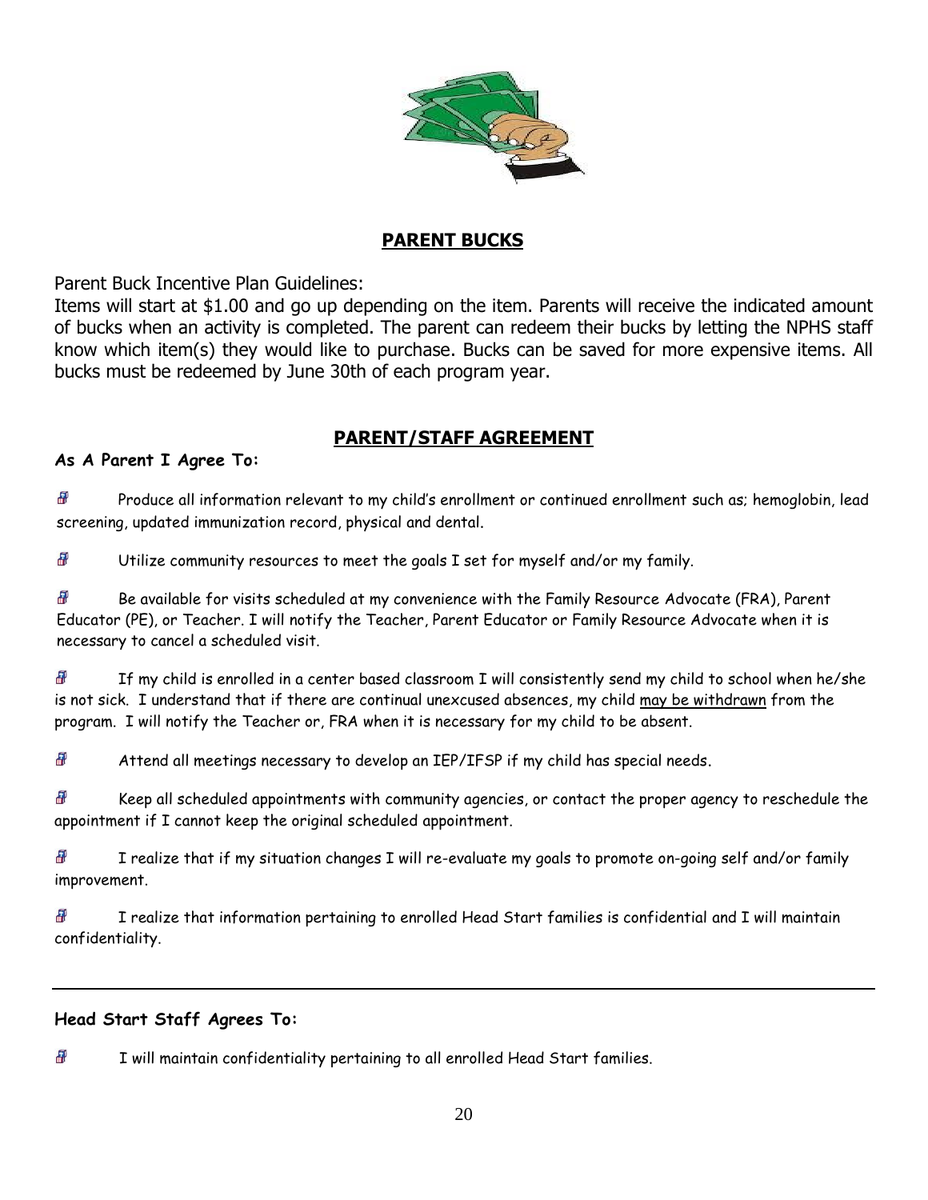## PARENT BUCKS

Parent Buck Incentive Plan Guidelines:

Items will start at $1.00 and go up depending on the item. Parents will receive the indicated amount of bucks when an activity is completed. The parent can redeem their bucks by letting the NPHS staff know which item(s) they would like to purchase. Bucks can be saved for more expensive items. All bucks must be redeemed by June 30th of each program year.

## PARENT/STAFF AGREEMENT

**As A Parent I Agree To:**

- Produce all information relevant to my child's enrollment or continued enrollment such as; hemoglobin, lead screening, updated immunization record, physical and dental.
- Utilize community resources to meet the goals I set for myself and/or my family.
- Be available for visits scheduled at my convenience with the Family Resource Advocate (FRA), Parent Educator (PE), or Teacher. I will notify the Teacher, Parent Educator or Family Resource Advocate when it is necessary to cancel a scheduled visit.
- If my child is enrolled in a center based classroom I will consistently send my child to school when he/she is not sick. I understand that if there are continual unexcused absences, my child <u>may be withdrawn</u> from the program. I will notify the Teacher or, FRA when it is necessary for my child to be absent.
- Attend all meetings necessary to develop an IEP/IFSP if my child has special needs.
- Keep all scheduled appointments with community agencies, or contact the proper agency to reschedule the appointment if I cannot keep the original scheduled appointment.
- I realize that if my situation changes I will re-evaluate my goals to promote on-going self and/or family improvement.
- I realize that information pertaining to enrolled Head Start families is confidential and I will maintain confidentiality.

---

**Head Start Staff Agrees To:**

- I will maintain confidentiality pertaining to all enrolled Head Start families.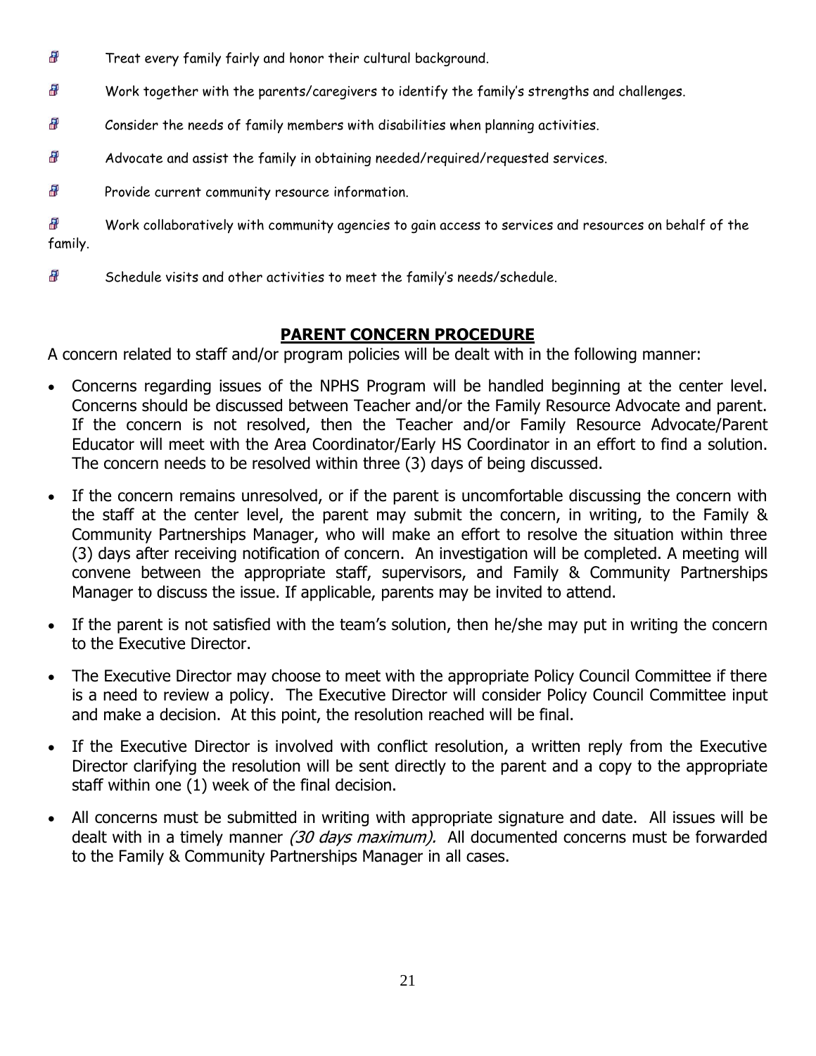- Treat every family fairly and honor their cultural background.
- Work together with the parents/caregivers to identify the family's strengths and challenges.
- Consider the needs of family members with disabilities when planning activities.
- Advocate and assist the family in obtaining needed/required/requested services.
- Provide current community resource information.
- Work collaboratively with community agencies to gain access to services and resources on behalf of the family.
- Schedule visits and other activities to meet the family's needs/schedule.

## PARENT CONCERN PROCEDURE

A concern related to staff and/or program policies will be dealt with in the following manner:

- Concerns regarding issues of the NPHS Program will be handled beginning at the center level. Concerns should be discussed between Teacher and/or the Family Resource Advocate and parent. If the concern is not resolved, then the Teacher and/or Family Resource Advocate/Parent Educator will meet with the Area Coordinator/Early HS Coordinator in an effort to find a solution. The concern needs to be resolved within three (3) days of being discussed.
- If the concern remains unresolved, or if the parent is uncomfortable discussing the concern with the staff at the center level, the parent may submit the concern, in writing, to the Family & Community Partnerships Manager, who will make an effort to resolve the situation within three (3) days after receiving notification of concern. An investigation will be completed. A meeting will convene between the appropriate staff, supervisors, and Family & Community Partnerships Manager to discuss the issue. If applicable, parents may be invited to attend.
- If the parent is not satisfied with the team's solution, then he/she may put in writing the concern to the Executive Director.
- The Executive Director may choose to meet with the appropriate Policy Council Committee if there is a need to review a policy. The Executive Director will consider Policy Council Committee input and make a decision. At this point, the resolution reached will be final.
- If the Executive Director is involved with conflict resolution, a written reply from the Executive Director clarifying the resolution will be sent directly to the parent and a copy to the appropriate staff within one (1) week of the final decision.
- All concerns must be submitted in writing with appropriate signature and date. All issues will be dealt with in a timely manner *(30 days maximum).* All documented concerns must be forwarded to the Family & Community Partnerships Manager in all cases.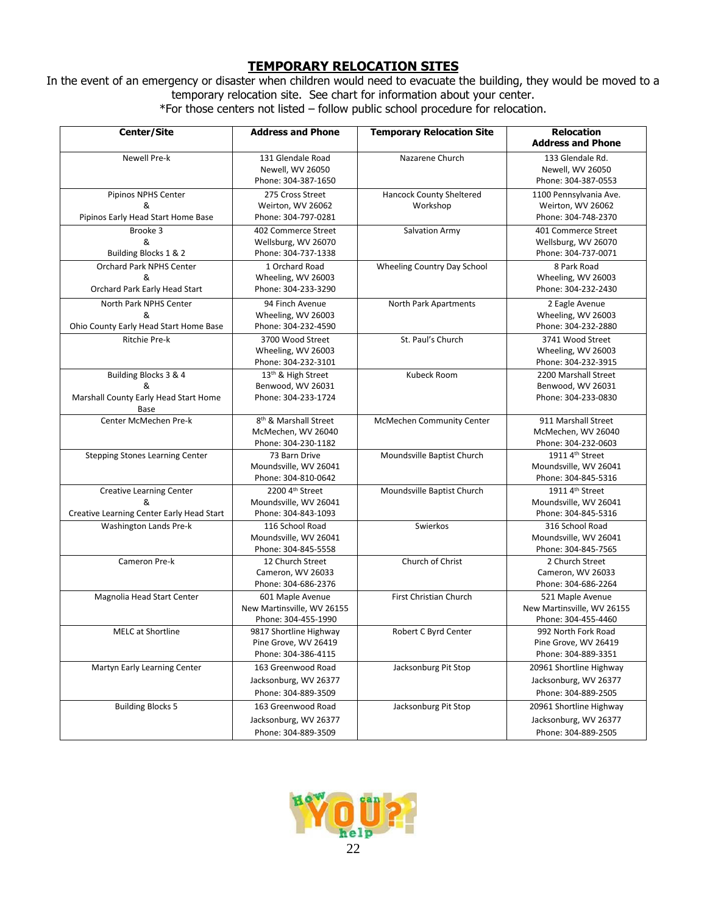# TEMPORARY RELOCATION SITES

In the event of an emergency or disaster when children would need to evacuate the building, they would be moved to a temporary relocation site. See chart for information about your center.

*For those centers not listed – follow public school procedure for relocation.

| Center/Site | Address and Phone | Temporary Relocation Site | Relocation Address and Phone |
|---|---|---|---|
| Newell Pre-k | 131 Glendale Road<br>Newell, WV 26050<br>Phone: 304-387-1650 | Nazarene Church | 133 Glendale Rd.<br>Newell, WV 26050<br>Phone: 304-387-0553 |
| Pipinos NPHS Center<br>&<br>Pipinos Early Head Start Home Base | 275 Cross Street<br>Weirton, WV 26062<br>Phone: 304-797-0281 | Hancock County Sheltered Workshop | 1100 Pennsylvania Ave.<br>Weirton, WV 26062<br>Phone: 304-748-2370 |
| Brooke 3<br>&<br>Building Blocks 1 & 2 | 402 Commerce Street<br>Wellsburg, WV 26070<br>Phone: 304-737-1338 | Salvation Army | 401 Commerce Street<br>Wellsburg, WV 26070<br>Phone: 304-737-0071 |
| Orchard Park NPHS Center<br>&<br>Orchard Park Early Head Start | 1 Orchard Road<br>Wheeling, WV 26003<br>Phone: 304-233-3290 | Wheeling Country Day School | 8 Park Road<br>Wheeling, WV 26003<br>Phone: 304-232-2430 |
| North Park NPHS Center<br>&<br>Ohio County Early Head Start Home Base | 94 Finch Avenue<br>Wheeling, WV 26003<br>Phone: 304-232-4590 | North Park Apartments | 2 Eagle Avenue<br>Wheeling, WV 26003<br>Phone: 304-232-2880 |
| Ritchie Pre-k | 3700 Wood Street<br>Wheeling, WV 26003<br>Phone: 304-232-3101 | St. Paul's Church | 3741 Wood Street<br>Wheeling, WV 26003<br>Phone: 304-232-3915 |
| Building Blocks 3 & 4<br>&<br>Marshall County Early Head Start Home Base | 13th & High Street<br>Benwood, WV 26031<br>Phone: 304-233-1724 | Kubeck Room | 2200 Marshall Street<br>Benwood, WV 26031<br>Phone: 304-233-0830 |
| Center McMechen Pre-k | 8th & Marshall Street<br>McMechen, WV 26040<br>Phone: 304-230-1182 | McMechen Community Center | 911 Marshall Street<br>McMechen, WV 26040<br>Phone: 304-232-0603 |
| Stepping Stones Learning Center | 73 Barn Drive<br>Moundsville, WV 26041<br>Phone: 304-810-0642 | Moundsville Baptist Church | 1911 4th Street<br>Moundsville, WV 26041<br>Phone: 304-845-5316 |
| Creative Learning Center<br>&<br>Creative Learning Center Early Head Start | 2200 4th Street<br>Moundsville, WV 26041<br>Phone: 304-843-1093 | Moundsville Baptist Church | 1911 4th Street<br>Moundsville, WV 26041<br>Phone: 304-845-5316 |
| Washington Lands Pre-k | 116 School Road<br>Moundsville, WV 26041<br>Phone: 304-845-5558 | Swierkos | 316 School Road<br>Moundsville, WV 26041<br>Phone: 304-845-7565 |
| Cameron Pre-k | 12 Church Street<br>Cameron, WV 26033<br>Phone: 304-686-2376 | Church of Christ | 2 Church Street<br>Cameron, WV 26033<br>Phone: 304-686-2264 |
| Magnolia Head Start Center | 601 Maple Avenue<br>New Martinsville, WV 26155<br>Phone: 304-455-1990 | First Christian Church | 521 Maple Avenue<br>New Martinsville, WV 26155<br>Phone: 304-455-4460 |
| MELC at Shortline | 9817 Shortline Highway<br>Pine Grove, WV 26419<br>Phone: 304-386-4115 | Robert C Byrd Center | 992 North Fork Road<br>Pine Grove, WV 26419<br>Phone: 304-889-3351 |
| Martyn Early Learning Center | 163 Greenwood Road<br>Jacksonburg, WV 26377<br>Phone: 304-889-3509 | Jacksonburg Pit Stop | 20961 Shortline Highway<br>Jacksonburg, WV 26377<br>Phone: 304-889-2505 |
| Building Blocks 5 | 163 Greenwood Road<br>Jacksonburg, WV 26377<br>Phone: 304-889-3509 | Jacksonburg Pit Stop | 20961 Shortline Highway<br>Jacksonburg, WV 26377<br>Phone: 304-889-2505 |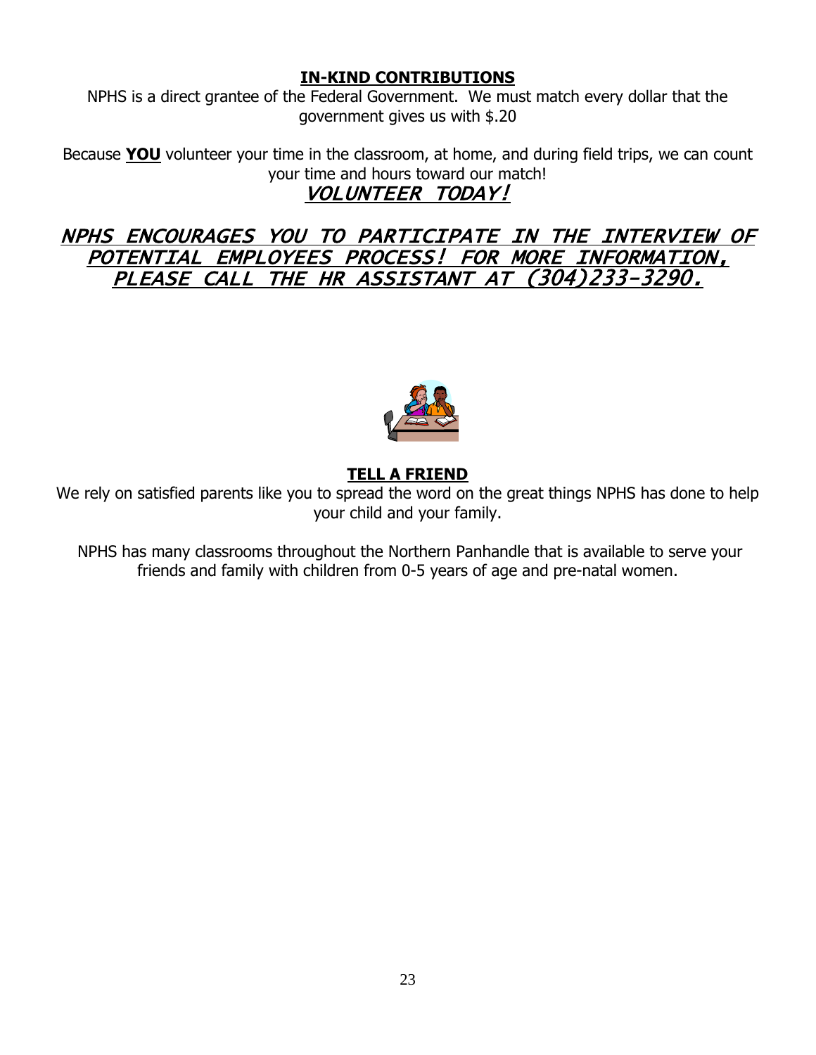## IN-KIND CONTRIBUTIONS

NPHS is a direct grantee of the Federal Government. We must match every dollar that the government gives us with $.20

Because **YOU** volunteer your time in the classroom, at home, and during field trips, we can count your time and hours toward our match!

***VOLUNTEER TODAY!***

***NPHS ENCOURAGES YOU TO PARTICIPATE IN THE INTERVIEW OF POTENTIAL EMPLOYEES PROCESS! FOR MORE INFORMATION, PLEASE CALL THE HR ASSISTANT AT (304)233-3290.***

## TELL A FRIEND

We rely on satisfied parents like you to spread the word on the great things NPHS has done to help your child and your family.

NPHS has many classrooms throughout the Northern Panhandle that is available to serve your friends and family with children from 0-5 years of age and pre-natal women.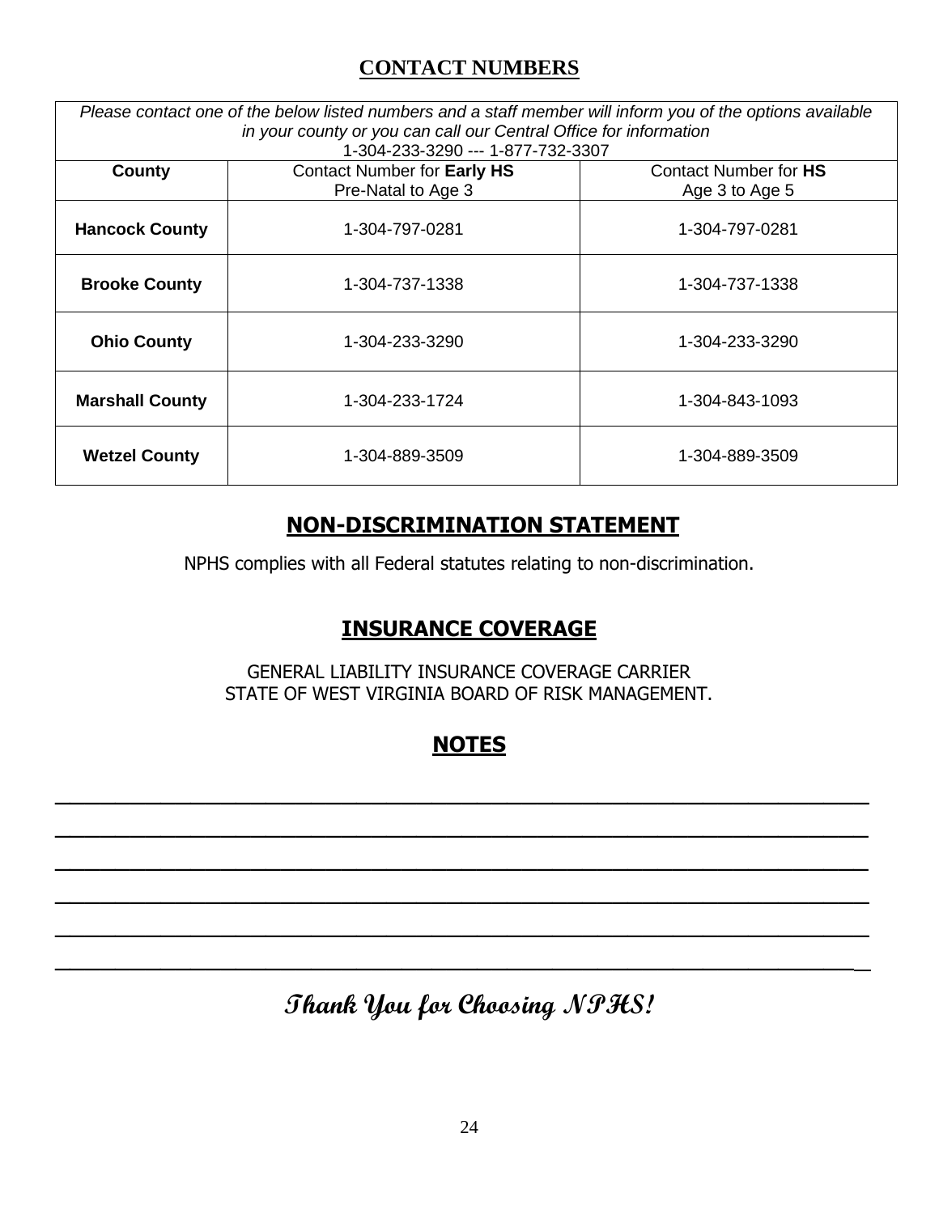## CONTACT NUMBERS

| *Please contact one of the below listed numbers and a staff member will inform you of the options available in your county or you can call our Central Office for information* 1-304-233-3290 --- 1-877-732-3307 | | |
|---|---|---|
| **County** | Contact Number for **Early HS** Pre-Natal to Age 3 | Contact Number for **HS** Age 3 to Age 5 |
| **Hancock County** | 1-304-797-0281 | 1-304-797-0281 |
| **Brooke County** | 1-304-737-1338 | 1-304-737-1338 |
| **Ohio County** | 1-304-233-3290 | 1-304-233-3290 |
| **Marshall County** | 1-304-233-1724 | 1-304-843-1093 |
| **Wetzel County** | 1-304-889-3509 | 1-304-889-3509 |

## NON-DISCRIMINATION STATEMENT

NPHS complies with all Federal statutes relating to non-discrimination.

## INSURANCE COVERAGE

GENERAL LIABILITY INSURANCE COVERAGE CARRIER
STATE OF WEST VIRGINIA BOARD OF RISK MANAGEMENT.

## NOTES

___________________________________________________________________

___________________________________________________________________

___________________________________________________________________

___________________________________________________________________

___________________________________________________________________

___________________________________________________________________

**Thank You for Choosing NPHS!**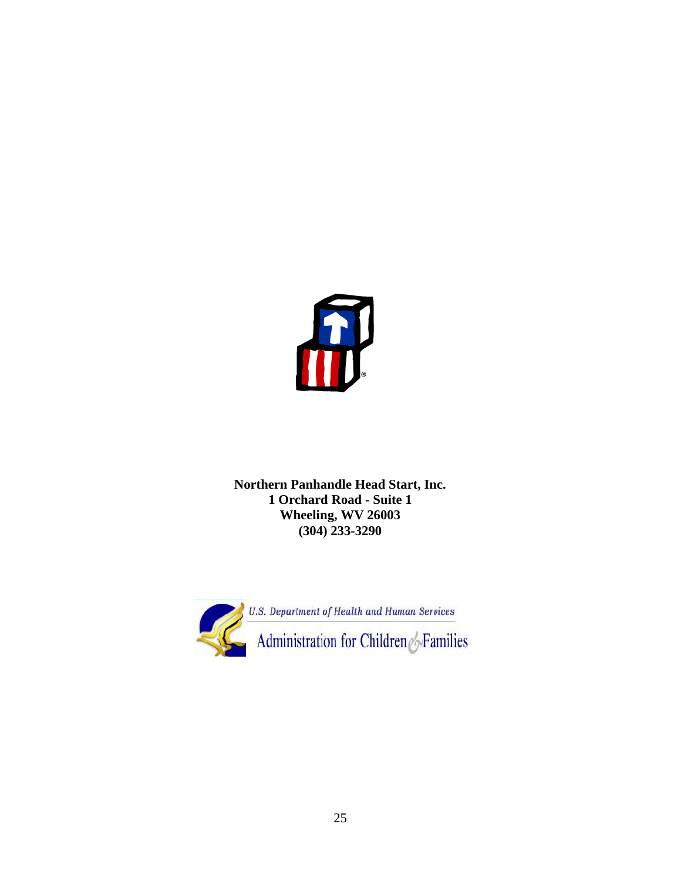**Northern Panhandle Head Start, Inc.**
**1 Orchard Road - Suite 1**
**Wheeling, WV 26003**
**(304) 233-3290**

*U.S. Department of Health and Human Services*

Administration for Children & Families